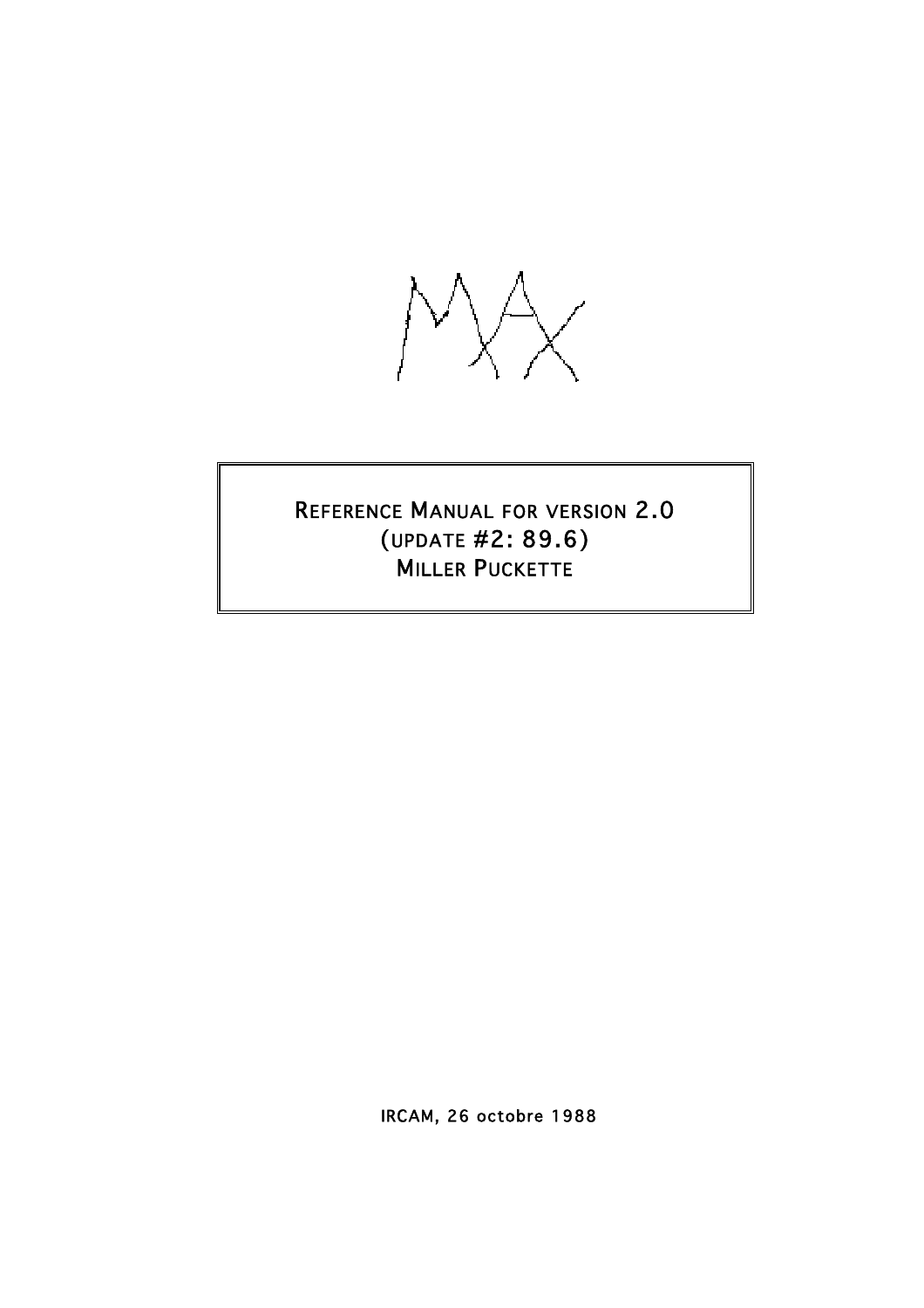# MAX

**REFERENCE MANUAL FOR VERSION 2.0**
**(UPDATE #2: 89.6)**
**MILLER PUCKETTE**

IRCAM, 26 octobre 1988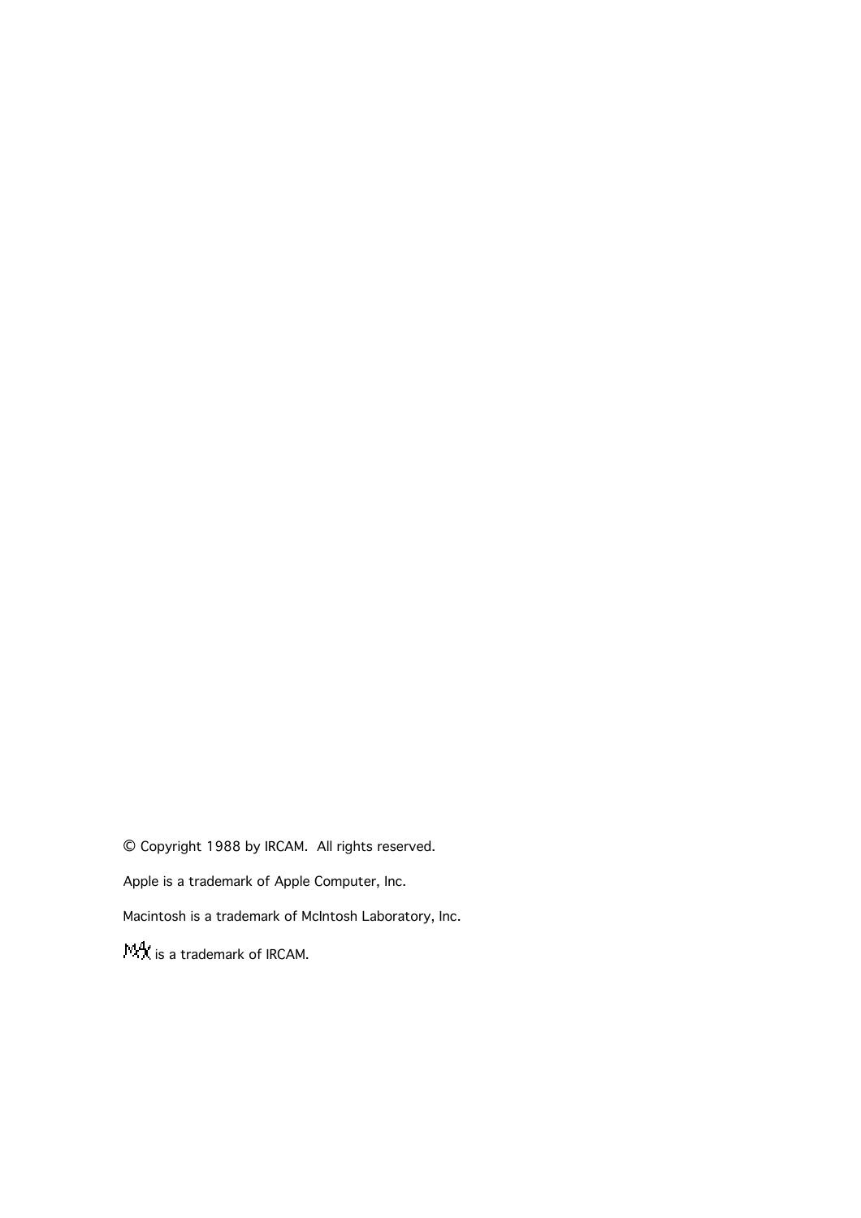© Copyright 1988 by IRCAM.  All rights reserved.

Apple is a trademark of Apple Computer, Inc.

Macintosh is a trademark of McIntosh Laboratory, Inc.

MAX is a trademark of IRCAM.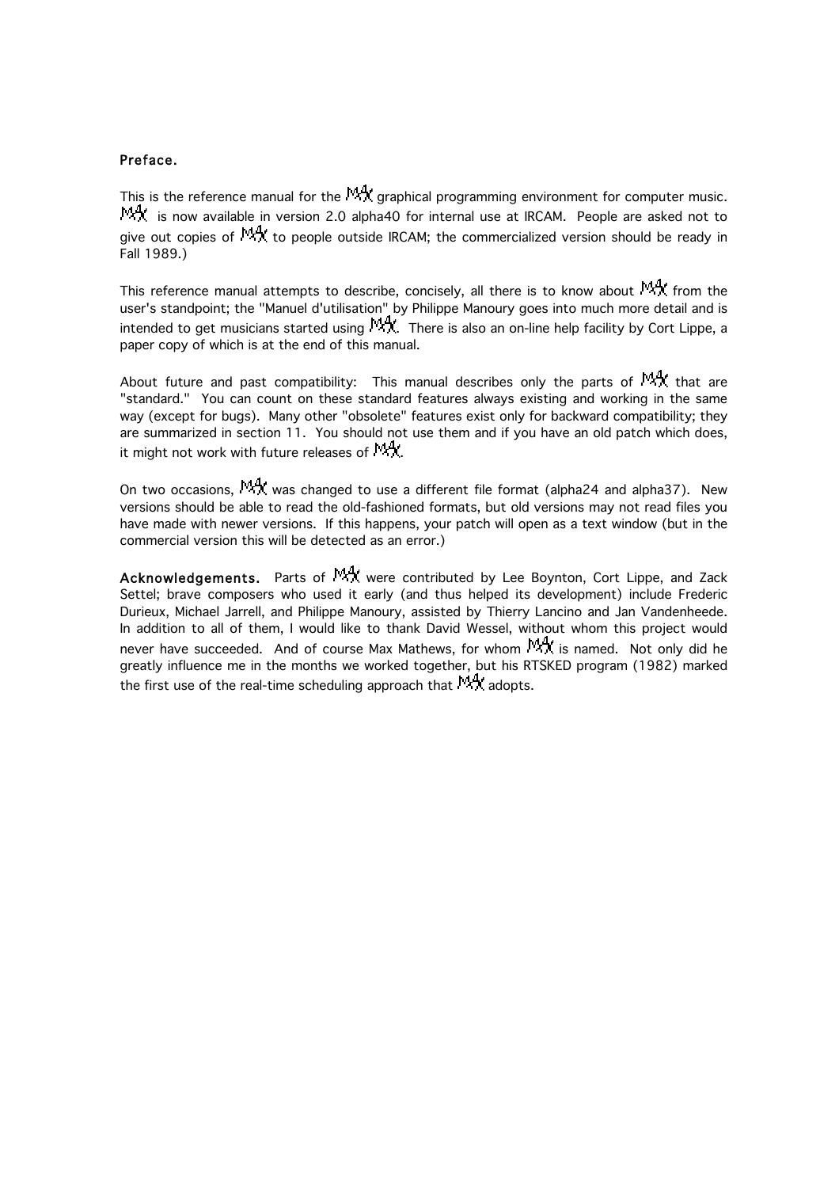## Preface.

This is the reference manual for the MAX graphical programming environment for computer music. MAX is now available in version 2.0 alpha40 for internal use at IRCAM. People are asked not to give out copies of MAX to people outside IRCAM; the commercialized version should be ready in Fall 1989.)

This reference manual attempts to describe, concisely, all there is to know about MAX from the user's standpoint; the "Manuel d'utilisation" by Philippe Manoury goes into much more detail and is intended to get musicians started using MAX. There is also an on-line help facility by Cort Lippe, a paper copy of which is at the end of this manual.

About future and past compatibility: This manual describes only the parts of MAX that are "standard." You can count on these standard features always existing and working in the same way (except for bugs). Many other "obsolete" features exist only for backward compatibility; they are summarized in section 11. You should not use them and if you have an old patch which does, it might not work with future releases of MAX.

On two occasions, MAX was changed to use a different file format (alpha24 and alpha37). New versions should be able to read the old-fashioned formats, but old versions may not read files you have made with newer versions. If this happens, your patch will open as a text window (but in the commercial version this will be detected as an error.)

**Acknowledgements.** Parts of MAX were contributed by Lee Boynton, Cort Lippe, and Zack Settel; brave composers who used it early (and thus helped its development) include Frederic Durieux, Michael Jarrell, and Philippe Manoury, assisted by Thierry Lancino and Jan Vandenheede. In addition to all of them, I would like to thank David Wessel, without whom this project would never have succeeded. And of course Max Mathews, for whom MAX is named. Not only did he greatly influence me in the months we worked together, but his RTSKED program (1982) marked the first use of the real-time scheduling approach that MAX adopts.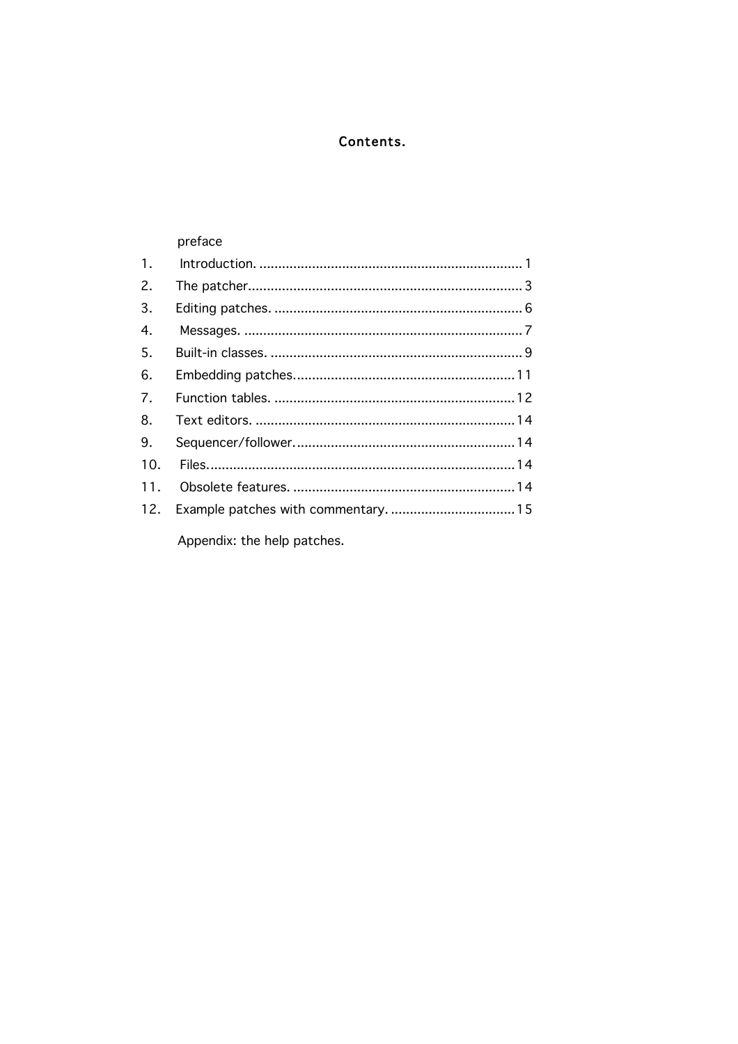# Contents.

preface

| | | |
|---|---|---|
| 1. | Introduction. | 1 |
| 2. | The patcher | 3 |
| 3. | Editing patches. | 6 |
| 4. | Messages. | 7 |
| 5. | Built-in classes. | 9 |
| 6. | Embedding patches. | 11 |
| 7. | Function tables. | 12 |
| 8. | Text editors. | 14 |
| 9. | Sequencer/follower. | 14 |
| 10. | Files. | 14 |
| 11. | Obsolete features. | 14 |
| 12. | Example patches with commentary. | 15 |

Appendix: the help patches.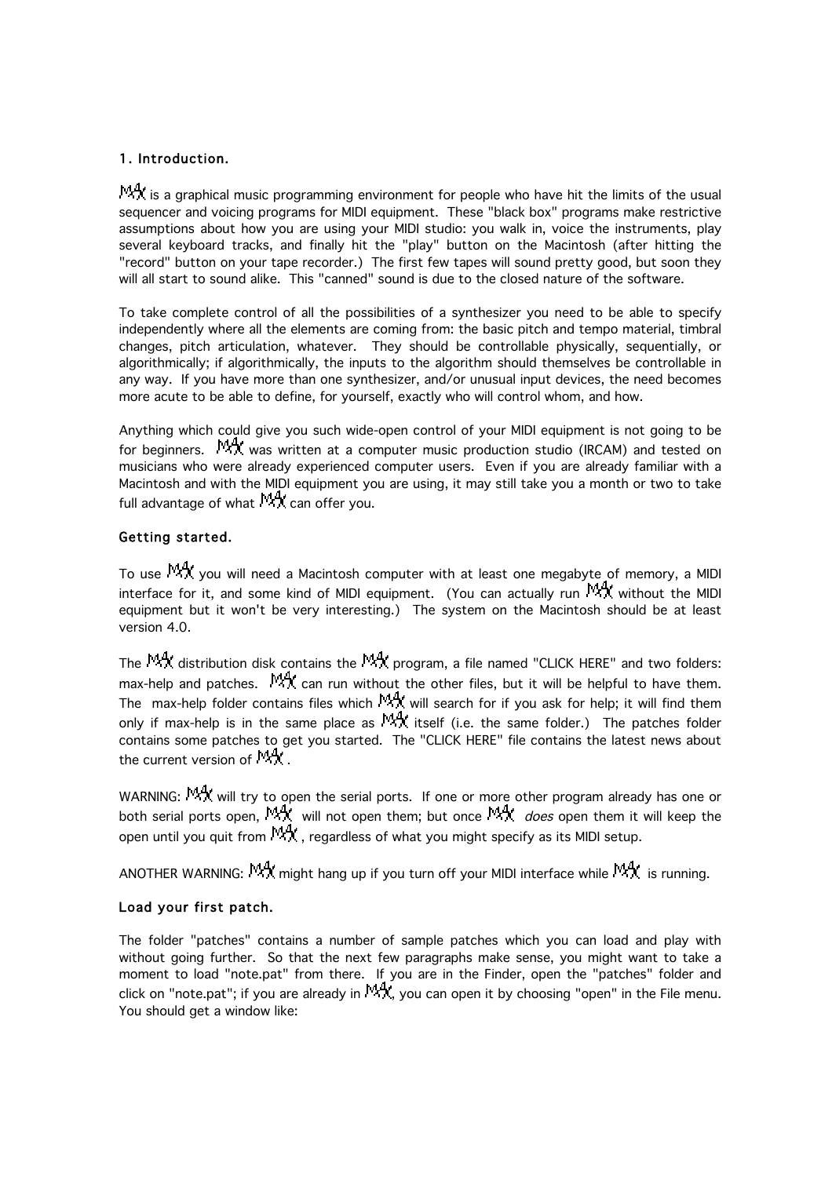## 1. Introduction.

MAX is a graphical music programming environment for people who have hit the limits of the usual sequencer and voicing programs for MIDI equipment. These "black box" programs make restrictive assumptions about how you are using your MIDI studio: you walk in, voice the instruments, play several keyboard tracks, and finally hit the "play" button on the Macintosh (after hitting the "record" button on your tape recorder.) The first few tapes will sound pretty good, but soon they will all start to sound alike. This "canned" sound is due to the closed nature of the software.

To take complete control of all the possibilities of a synthesizer you need to be able to specify independently where all the elements are coming from: the basic pitch and tempo material, timbral changes, pitch articulation, whatever. They should be controllable physically, sequentially, or algorithmically; if algorithmically, the inputs to the algorithm should themselves be controllable in any way. If you have more than one synthesizer, and/or unusual input devices, the need becomes more acute to be able to define, for yourself, exactly who will control whom, and how.

Anything which could give you such wide-open control of your MIDI equipment is not going to be for beginners. MAX was written at a computer music production studio (IRCAM) and tested on musicians who were already experienced computer users. Even if you are already familiar with a Macintosh and with the MIDI equipment you are using, it may still take you a month or two to take full advantage of what MAX can offer you.

### Getting started.

To use MAX you will need a Macintosh computer with at least one megabyte of memory, a MIDI interface for it, and some kind of MIDI equipment. (You can actually run MAX without the MIDI equipment but it won't be very interesting.) The system on the Macintosh should be at least version 4.0.

The MAX distribution disk contains the MAX program, a file named "CLICK HERE" and two folders: max-help and patches. MAX can run without the other files, but it will be helpful to have them. The max-help folder contains files which MAX will search for if you ask for help; it will find them only if max-help is in the same place as MAX itself (i.e. the same folder.) The patches folder contains some patches to get you started. The "CLICK HERE" file contains the latest news about the current version of MAX.

WARNING: MAX will try to open the serial ports. If one or more other program already has one or both serial ports open, MAX will not open them; but once MAX *does* open them it will keep the open until you quit from MAX, regardless of what you might specify as its MIDI setup.

ANOTHER WARNING: MAX might hang up if you turn off your MIDI interface while MAX is running.

### Load your first patch.

The folder "patches" contains a number of sample patches which you can load and play with without going further. So that the next few paragraphs make sense, you might want to take a moment to load "note.pat" from there. If you are in the Finder, open the "patches" folder and click on "note.pat"; if you are already in MAX, you can open it by choosing "open" in the File menu. You should get a window like: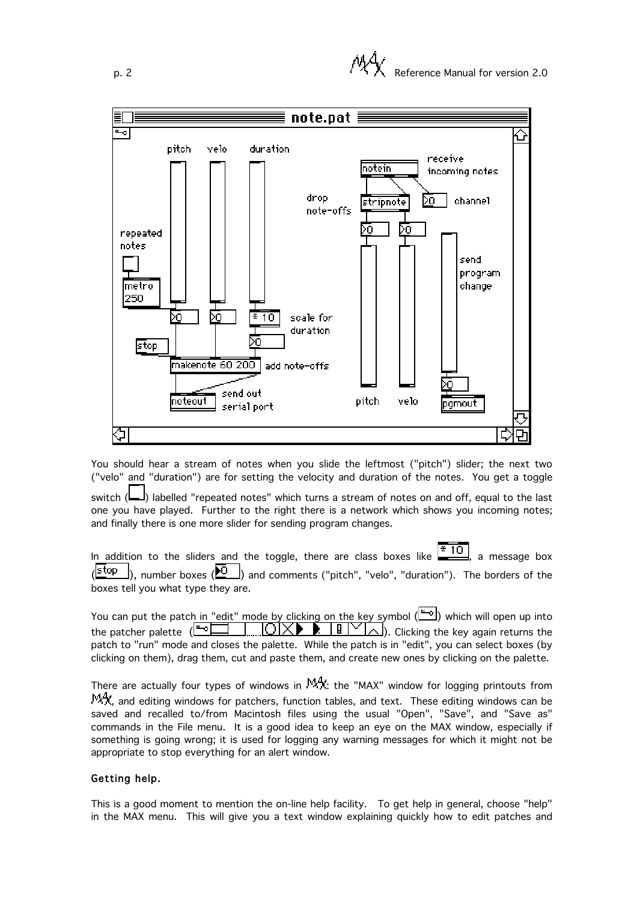You should hear a stream of notes when you slide the leftmost ("pitch") slider; the next two ("velo" and "duration") are for setting the velocity and duration of the notes. You get a toggle switch ( ) labelled "repeated notes" which turns a stream of notes on and off, equal to the last one you have played. Further to the right there is a network which shows you incoming notes; and finally there is one more slider for sending program changes.

In addition to the sliders and the toggle, there are class boxes like `* 10`, a message box (`stop`), number boxes (`>0`) and comments ("pitch", "velo", "duration"). The borders of the boxes tell you what type they are.

You can put the patch in "edit" mode by clicking on the key symbol ( ) which will open up into the patcher palette ( ). Clicking the key again returns the patch to "run" mode and closes the palette. While the patch is in "edit", you can select boxes (by clicking on them), drag them, cut and paste them, and create new ones by clicking on the palette.

There are actually four types of windows in MAX: the "MAX" window for logging printouts from MAX, and editing windows for patchers, function tables, and text. These editing windows can be saved and recalled to/from Macintosh files using the usual "Open", "Save", and "Save as" commands in the File menu. It is a good idea to keep an eye on the MAX window, especially if something is going wrong; it is used for logging any warning messages for which it might not be appropriate to stop everything for an alert window.

### Getting help.

This is a good moment to mention the on-line help facility. To get help in general, choose "help" in the MAX menu. This will give you a text window explaining quickly how to edit patches and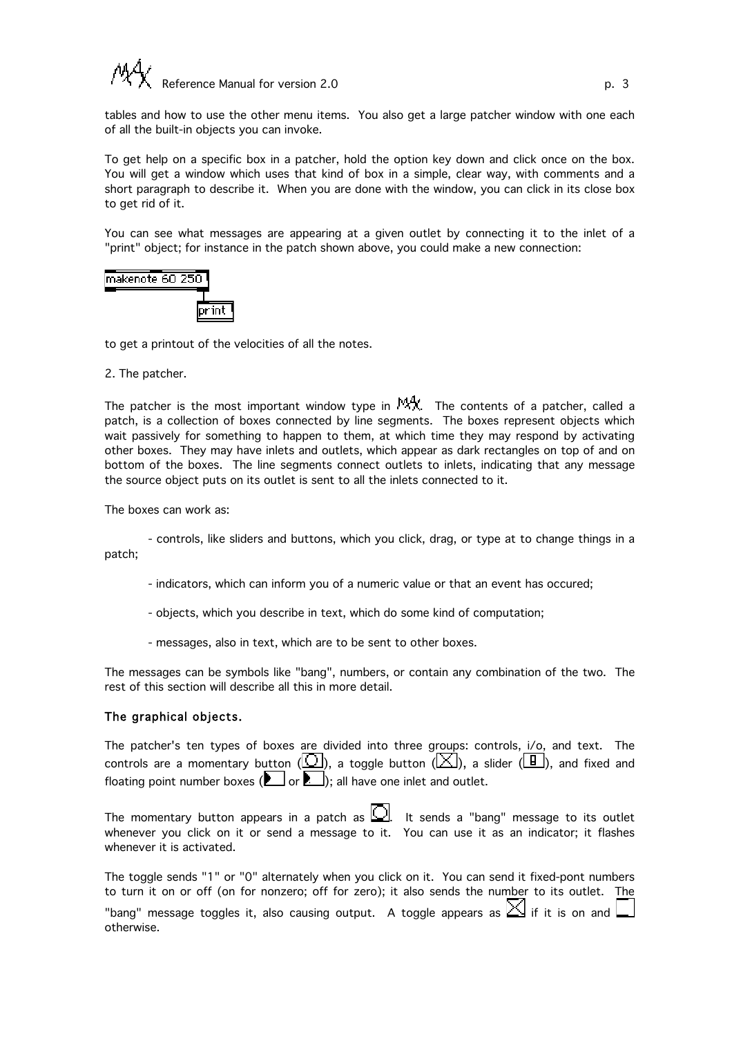tables and how to use the other menu items. You also get a large patcher window with one each of all the built-in objects you can invoke.

To get help on a specific box in a patcher, hold the option key down and click once on the box. You will get a window which uses that kind of box in a simple, clear way, with comments and a short paragraph to describe it. When you are done with the window, you can click in its close box to get rid of it.

You can see what messages are appearing at a given outlet by connecting it to the inlet of a "print" object; for instance in the patch shown above, you could make a new connection:

```
makenote 60 250
          |
        print
```

to get a printout of the velocities of all the notes.

2. The patcher.

The patcher is the most important window type in MAX. The contents of a patcher, called a patch, is a collection of boxes connected by line segments. The boxes represent objects which wait passively for something to happen to them, at which time they may respond by activating other boxes. They may have inlets and outlets, which appear as dark rectangles on top of and on bottom of the boxes. The line segments connect outlets to inlets, indicating that any message the source object puts on its outlet is sent to all the inlets connected to it.

The boxes can work as:

- controls, like sliders and buttons, which you click, drag, or type at to change things in a patch;

- indicators, which can inform you of a numeric value or that an event has occured;

- objects, which you describe in text, which do some kind of computation;

- messages, also in text, which are to be sent to other boxes.

The messages can be symbols like "bang", numbers, or contain any combination of the two. The rest of this section will describe all this in more detail.

### The graphical objects.

The patcher's ten types of boxes are divided into three groups: controls, i/o, and text. The controls are a momentary button, a toggle button, a slider, and fixed and floating point number boxes; all have one inlet and outlet.

The momentary button appears in a patch as a button icon. It sends a "bang" message to its outlet whenever you click on it or send a message to it. You can use it as an indicator; it flashes whenever it is activated.

The toggle sends "1" or "0" alternately when you click on it. You can send it fixed-pont numbers to turn it on or off (on for nonzero; off for zero); it also sends the number to its outlet. The "bang" message toggles it, also causing output. A toggle appears as an X-marked box if it is on and an empty box otherwise.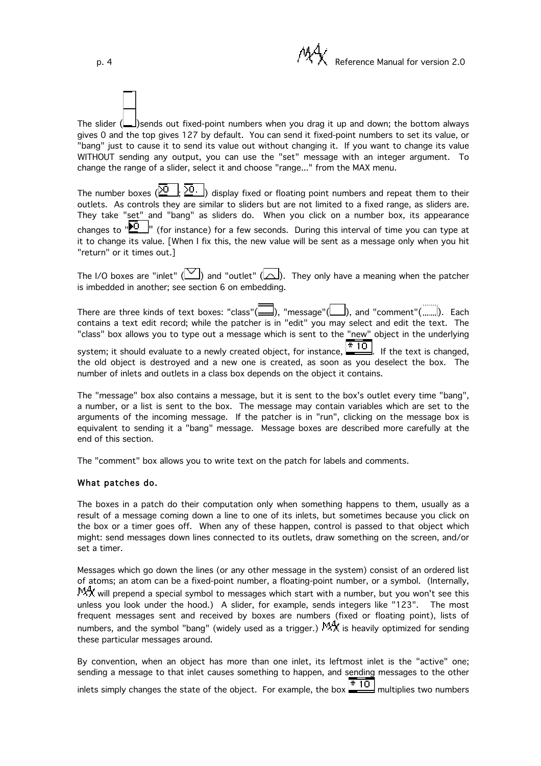The slider ( )sends out fixed-point numbers when you drag it up and down; the bottom always gives 0 and the top gives 127 by default. You can send it fixed-point numbers to set its value, or "bang" just to cause it to send its value out without changing it. If you want to change its value WITHOUT sending any output, you can use the "set" message with an integer argument. To change the range of a slider, select it and choose "range..." from the MAX menu.

The number boxes (>0 , >0. ) display fixed or floating point numbers and repeat them to their outlets. As controls they are similar to sliders but are not limited to a fixed range, as sliders are. They take "set" and "bang" as sliders do. When you click on a number box, its appearance changes to "▶0 " (for instance) for a few seconds. During this interval of time you can type at it to change its value. [When I fix this, the new value will be sent as a message only when you hit "return" or it times out.]

The I/O boxes are "inlet" ( ) and "outlet" ( ). They only have a meaning when the patcher is imbedded in another; see section 6 on embedding.

There are three kinds of text boxes: "class"( ), "message"( ), and "comment"( ). Each contains a text edit record; while the patcher is in "edit" you may select and edit the text. The "class" box allows you to type out a message which is sent to the "new" object in the underlying system; it should evaluate to a newly created object, for instance, * 10 . If the text is changed, the old object is destroyed and a new one is created, as soon as you deselect the box. The number of inlets and outlets in a class box depends on the object it contains.

The "message" box also contains a message, but it is sent to the box's outlet every time "bang", a number, or a list is sent to the box. The message may contain variables which are set to the arguments of the incoming message. If the patcher is in "run", clicking on the message box is equivalent to sending it a "bang" message. Message boxes are described more carefully at the end of this section.

The "comment" box allows you to write text on the patch for labels and comments.

### What patches do.

The boxes in a patch do their computation only when something happens to them, usually as a result of a message coming down a line to one of its inlets, but sometimes because you click on the box or a timer goes off. When any of these happen, control is passed to that object which might: send messages down lines connected to its outlets, draw something on the screen, and/or set a timer.

Messages which go down the lines (or any other message in the system) consist of an ordered list of atoms; an atom can be a fixed-point number, a floating-point number, or a symbol. (Internally, MAX will prepend a special symbol to messages which start with a number, but you won't see this unless you look under the hood.) A slider, for example, sends integers like "123". The most frequent messages sent and received by boxes are numbers (fixed or floating point), lists of numbers, and the symbol "bang" (widely used as a trigger.) MAX is heavily optimized for sending these particular messages around.

By convention, when an object has more than one inlet, its leftmost inlet is the "active" one; sending a message to that inlet causes something to happen, and sending messages to the other inlets simply changes the state of the object. For example, the box * 10 multiplies two numbers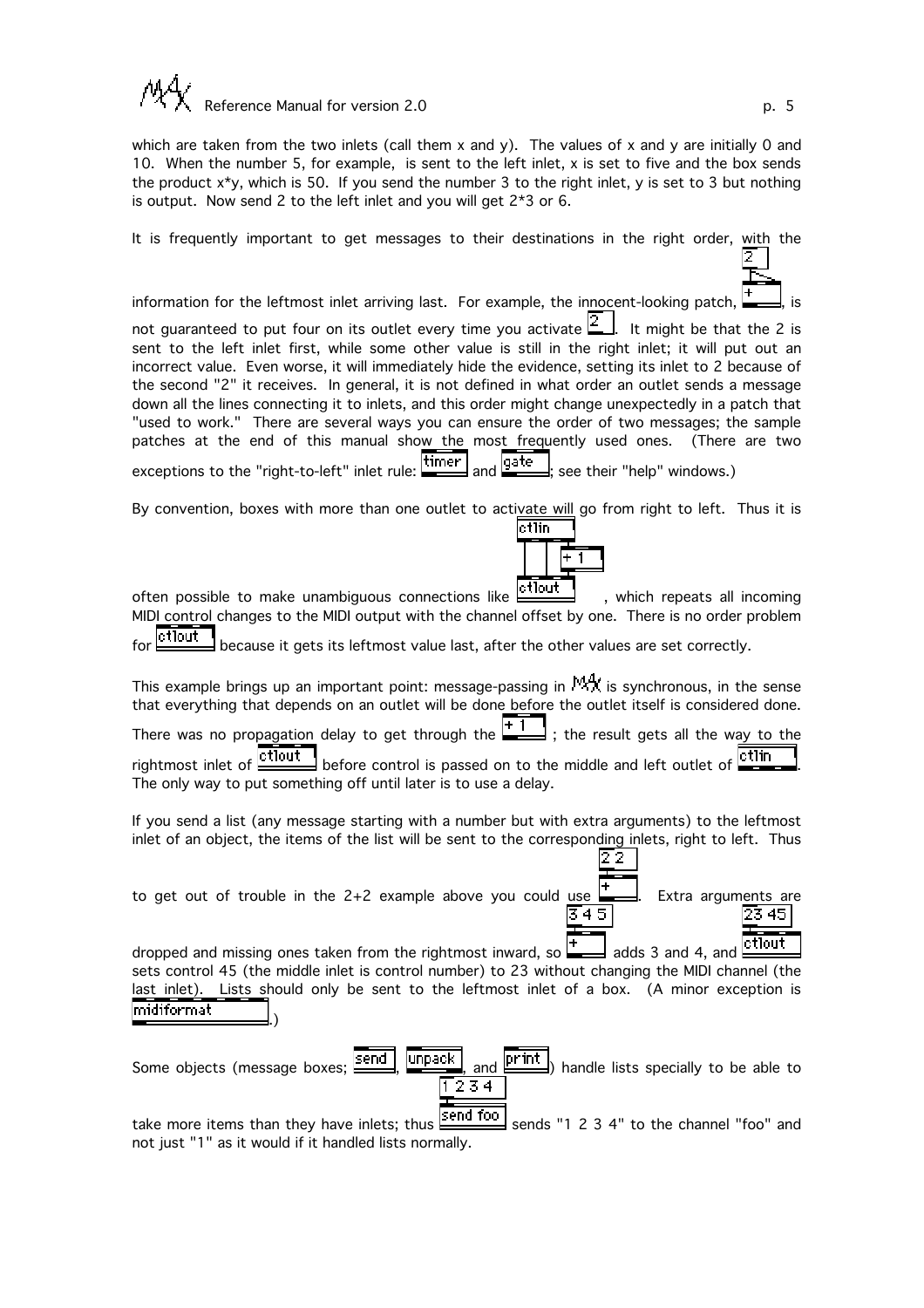which are taken from the two inlets (call them x and y). The values of x and y are initially 0 and 10. When the number 5, for example, is sent to the left inlet, x is set to five and the box sends the product x*y, which is 50. If you send the number 3 to the right inlet, y is set to 3 but nothing is output. Now send 2 to the left inlet and you will get 2*3 or 6.

It is frequently important to get messages to their destinations in the right order, with the information for the leftmost inlet arriving last. For example, the innocent-looking patch, [2] → [+], is not guaranteed to put four on its outlet every time you activate [2]. It might be that the 2 is sent to the left inlet first, while some other value is still in the right inlet; it will put out an incorrect value. Even worse, it will immediately hide the evidence, setting its inlet to 2 because of the second "2" it receives. In general, it is not defined in what order an outlet sends a message down all the lines connecting it to inlets, and this order might change unexpectedly in a patch that "used to work." There are several ways you can ensure the order of two messages; the sample patches at the end of this manual show the most frequently used ones. (There are two exceptions to the "right-to-left" inlet rule: [timer] and [gate]; see their "help" windows.)

By convention, boxes with more than one outlet to activate will go from right to left. Thus it is often possible to make unambiguous connections like [ctlin] → [+ 1] → [ctlout], which repeats all incoming MIDI control changes to the MIDI output with the channel offset by one. There is no order problem for [ctlout] because it gets its leftmost value last, after the other values are set correctly.

This example brings up an important point: message-passing in MAX is synchronous, in the sense that everything that depends on an outlet will be done before the outlet itself is considered done. There was no propagation delay to get through the [+ 1]; the result gets all the way to the rightmost inlet of [ctlout] before control is passed on to the middle and left outlet of [ctlin]. The only way to put something off until later is to use a delay.

If you send a list (any message starting with a number but with extra arguments) to the leftmost inlet of an object, the items of the list will be sent to the corresponding inlets, right to left. Thus to get out of trouble in the 2+2 example above you could use [2 2] → [+]. Extra arguments are dropped and missing ones taken from the rightmost inward, so [3 4 5] → [+] adds 3 and 4, and [23 45] → [ctlout] sets control 45 (the middle inlet is control number) to 23 without changing the MIDI channel (the last inlet). Lists should only be sent to the leftmost inlet of a box. (A minor exception is [midiformat].)

Some objects (message boxes; [send], [unpack], and [print]) handle lists specially to be able to take more items than they have inlets; thus [1 2 3 4] → [send foo] sends "1 2 3 4" to the channel "foo" and not just "1" as it would if it handled lists normally.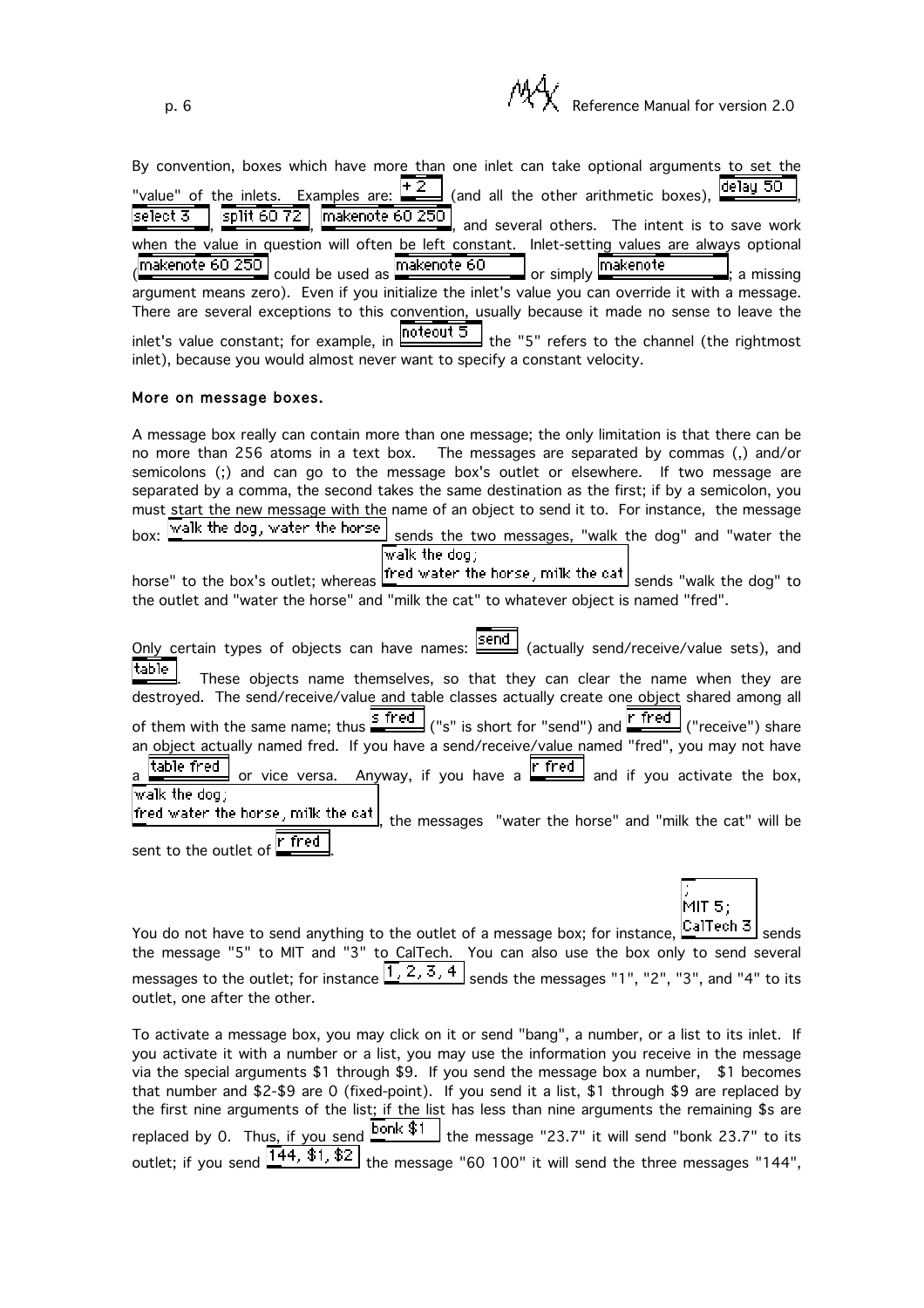By convention, boxes which have more than one inlet can take optional arguments to set the "value" of the inlets. Examples are: `+ 2` (and all the other arithmetic boxes), `delay 50`, `select 3`, `split 60 72`, `makenote 60 250`, and several others. The intent is to save work when the value in question will often be left constant. Inlet-setting values are always optional (`makenote 60 250` could be used as `makenote 60` or simply `makenote`; a missing argument means zero). Even if you initialize the inlet's value you can override it with a message. There are several exceptions to this convention, usually because it made no sense to leave the inlet's value constant; for example, in `noteout 5` the "5" refers to the channel (the rightmost inlet), because you would almost never want to specify a constant velocity.

### More on message boxes.

A message box really can contain more than one message; the only limitation is that there can be no more than 256 atoms in a text box. The messages are separated by commas (,) and/or semicolons (;) and can go to the message box's outlet or elsewhere. If two message are separated by a comma, the second takes the same destination as the first; if by a semicolon, you must start the new message with the name of an object to send it to. For instance, the message box: `walk the dog, water the horse` sends the two messages, "walk the dog" and "water the horse" to the box's outlet; whereas

```
walk the dog;
fred water the horse, milk the cat
```

sends "walk the dog" to the outlet and "water the horse" and "milk the cat" to whatever object is named "fred".

Only certain types of objects can have names: `send` (actually send/receive/value sets), and `table`. These objects name themselves, so that they can clear the name when they are destroyed. The send/receive/value and table classes actually create one object shared among all of them with the same name; thus `s fred` ("s" is short for "send") and `r fred` ("receive") share an object actually named fred. If you have a send/receive/value named "fred", you may not have a `table fred` or vice versa. Anyway, if you have a `r fred` and if you activate the box,

```
walk the dog;
fred water the horse, milk the cat
```

the messages "water the horse" and "milk the cat" will be sent to the outlet of `r fred`.

You do not have to send anything to the outlet of a message box; for instance,

```
;
MIT 5;
CalTech 3
```

sends the message "5" to MIT and "3" to CalTech. You can also use the box only to send several messages to the outlet; for instance `1, 2, 3, 4` sends the messages "1", "2", "3", and "4" to its outlet, one after the other.

To activate a message box, you may click on it or send "bang", a number, or a list to its inlet. If you activate it with a number or a list, you may use the information you receive in the message via the special arguments $1 through $9. If you send the message box a number, $1 becomes that number and $2-$9 are 0 (fixed-point). If you send it a list, $1 through $9 are replaced by the first nine arguments of the list; if the list has less than nine arguments the remaining $s are replaced by 0. Thus, if you send `bonk $1` the message "23.7" it will send "bonk 23.7" to its outlet; if you send `144, $1, $2` the message "60 100" it will send the three messages "144",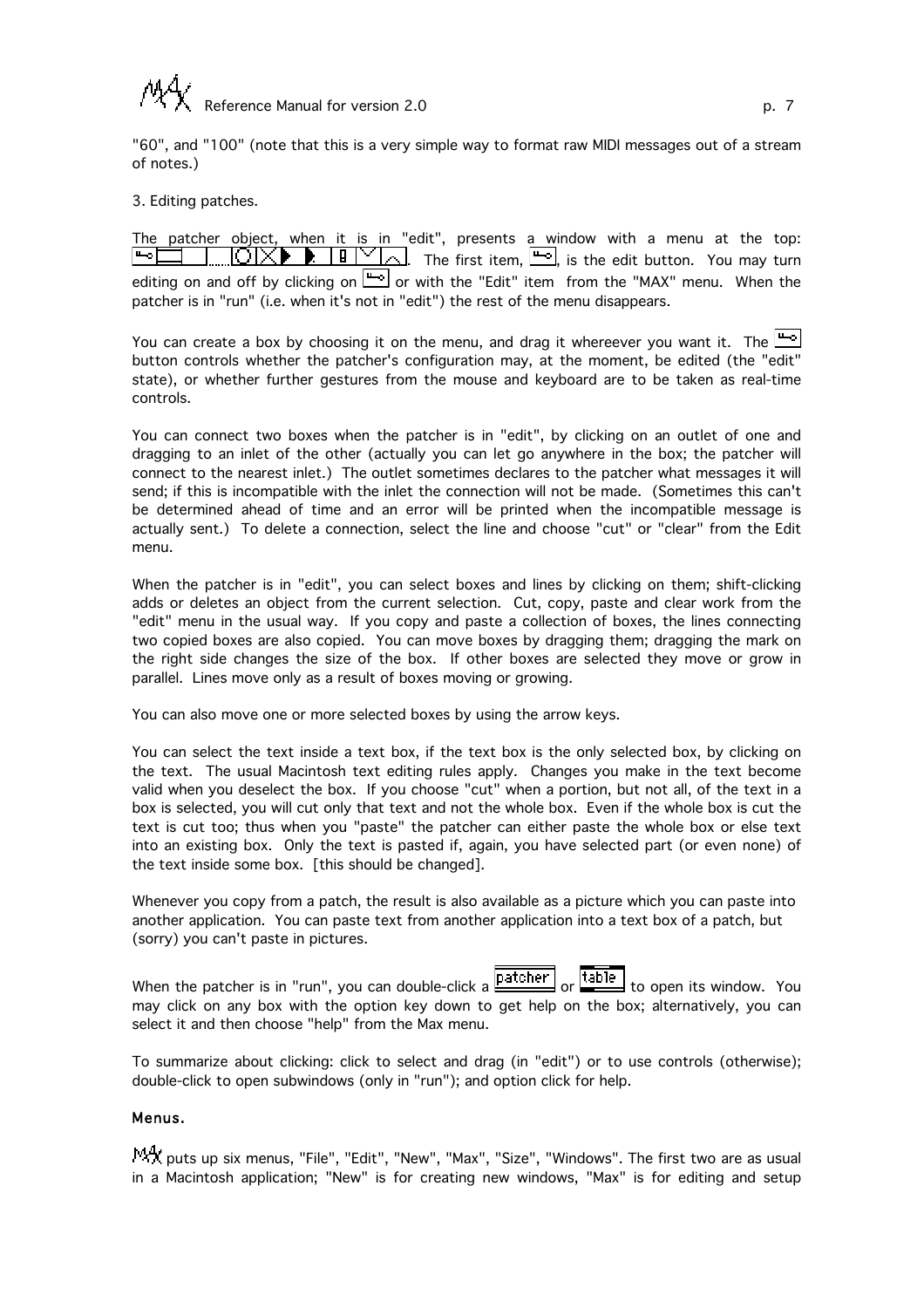"60", and "100" (note that this is a very simple way to format raw MIDI messages out of a stream of notes.)

3. Editing patches.

The patcher object, when it is in "edit", presents a window with a menu at the top: . The first item, , is the edit button. You may turn editing on and off by clicking on  or with the "Edit" item from the "MAX" menu. When the patcher is in "run" (i.e. when it's not in "edit") the rest of the menu disappears.

You can create a box by choosing it on the menu, and drag it whereever you want it. The  button controls whether the patcher's configuration may, at the moment, be edited (the "edit" state), or whether further gestures from the mouse and keyboard are to be taken as real-time controls.

You can connect two boxes when the patcher is in "edit", by clicking on an outlet of one and dragging to an inlet of the other (actually you can let go anywhere in the box; the patcher will connect to the nearest inlet.) The outlet sometimes declares to the patcher what messages it will send; if this is incompatible with the inlet the connection will not be made. (Sometimes this can't be determined ahead of time and an error will be printed when the incompatible message is actually sent.) To delete a connection, select the line and choose "cut" or "clear" from the Edit menu.

When the patcher is in "edit", you can select boxes and lines by clicking on them; shift-clicking adds or deletes an object from the current selection. Cut, copy, paste and clear work from the "edit" menu in the usual way. If you copy and paste a collection of boxes, the lines connecting two copied boxes are also copied. You can move boxes by dragging them; dragging the mark on the right side changes the size of the box. If other boxes are selected they move or grow in parallel. Lines move only as a result of boxes moving or growing.

You can also move one or more selected boxes by using the arrow keys.

You can select the text inside a text box, if the text box is the only selected box, by clicking on the text. The usual Macintosh text editing rules apply. Changes you make in the text become valid when you deselect the box. If you choose "cut" when a portion, but not all, of the text in a box is selected, you will cut only that text and not the whole box. Even if the whole box is cut the text is cut too; thus when you "paste" the patcher can either paste the whole box or else text into an existing box. Only the text is pasted if, again, you have selected part (or even none) of the text inside some box. [this should be changed].

Whenever you copy from a patch, the result is also available as a picture which you can paste into another application. You can paste text from another application into a text box of a patch, but (sorry) you can't paste in pictures.

When the patcher is in "run", you can double-click a patcher or table to open its window. You may click on any box with the option key down to get help on the box; alternatively, you can select it and then choose "help" from the Max menu.

To summarize about clicking: click to select and drag (in "edit") or to use controls (otherwise); double-click to open subwindows (only in "run"); and option click for help.

## Menus.

MAX puts up six menus, "File", "Edit", "New", "Max", "Size", "Windows". The first two are as usual in a Macintosh application; "New" is for creating new windows, "Max" is for editing and setup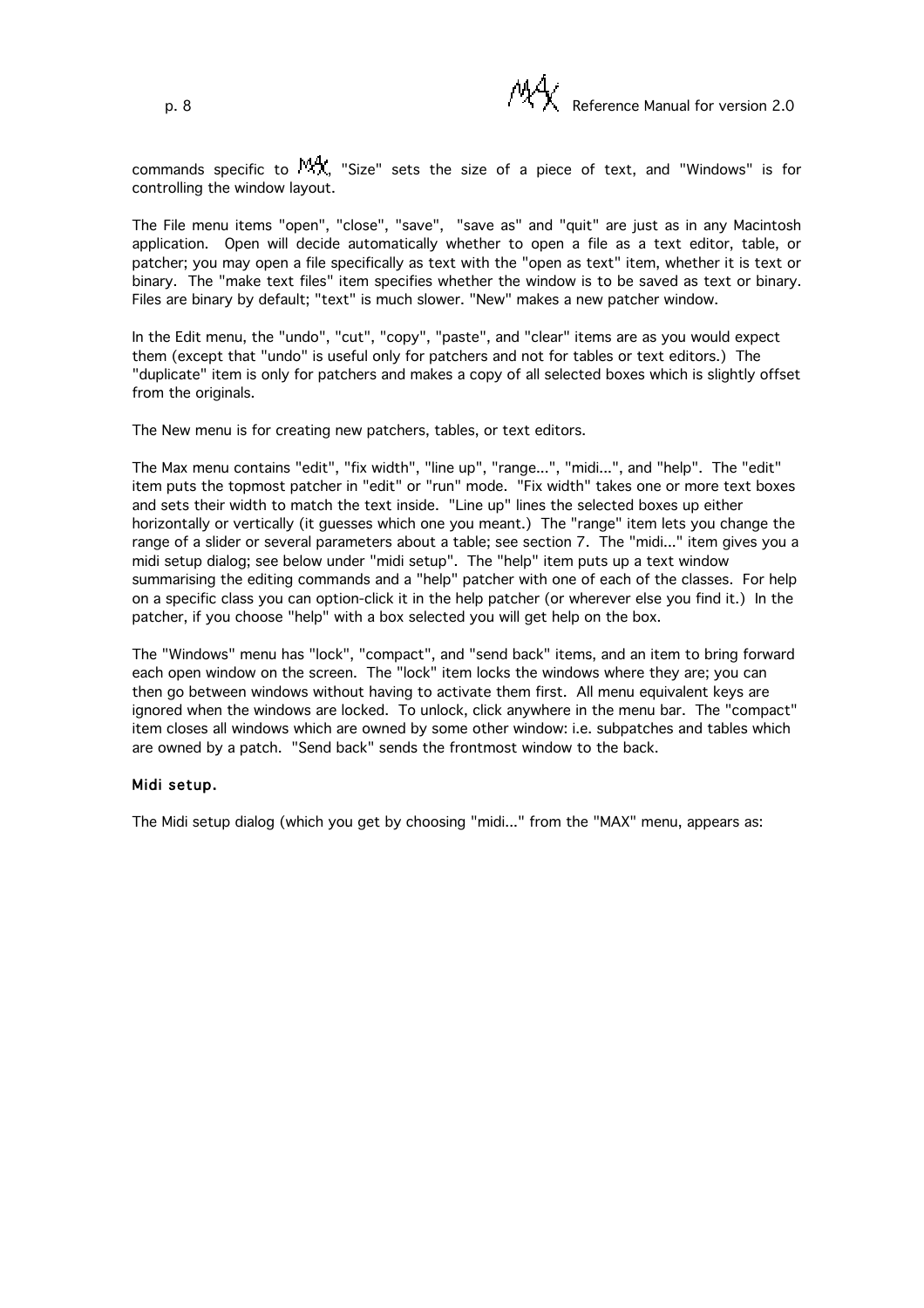commands specific to MAX, "Size" sets the size of a piece of text, and "Windows" is for controlling the window layout.

The File menu items "open", "close", "save", "save as" and "quit" are just as in any Macintosh application. Open will decide automatically whether to open a file as a text editor, table, or patcher; you may open a file specifically as text with the "open as text" item, whether it is text or binary. The "make text files" item specifies whether the window is to be saved as text or binary. Files are binary by default; "text" is much slower. "New" makes a new patcher window.

In the Edit menu, the "undo", "cut", "copy", "paste", and "clear" items are as you would expect them (except that "undo" is useful only for patchers and not for tables or text editors.) The "duplicate" item is only for patchers and makes a copy of all selected boxes which is slightly offset from the originals.

The New menu is for creating new patchers, tables, or text editors.

The Max menu contains "edit", "fix width", "line up", "range...", "midi...", and "help". The "edit" item puts the topmost patcher in "edit" or "run" mode. "Fix width" takes one or more text boxes and sets their width to match the text inside. "Line up" lines the selected boxes up either horizontally or vertically (it guesses which one you meant.) The "range" item lets you change the range of a slider or several parameters about a table; see section 7. The "midi..." item gives you a midi setup dialog; see below under "midi setup". The "help" item puts up a text window summarising the editing commands and a "help" patcher with one of each of the classes. For help on a specific class you can option-click it in the help patcher (or wherever else you find it.) In the patcher, if you choose "help" with a box selected you will get help on the box.

The "Windows" menu has "lock", "compact", and "send back" items, and an item to bring forward each open window on the screen. The "lock" item locks the windows where they are; you can then go between windows without having to activate them first. All menu equivalent keys are ignored when the windows are locked. To unlock, click anywhere in the menu bar. The "compact" item closes all windows which are owned by some other window: i.e. subpatches and tables which are owned by a patch. "Send back" sends the frontmost window to the back.

### Midi setup.

The Midi setup dialog (which you get by choosing "midi..." from the "MAX" menu, appears as: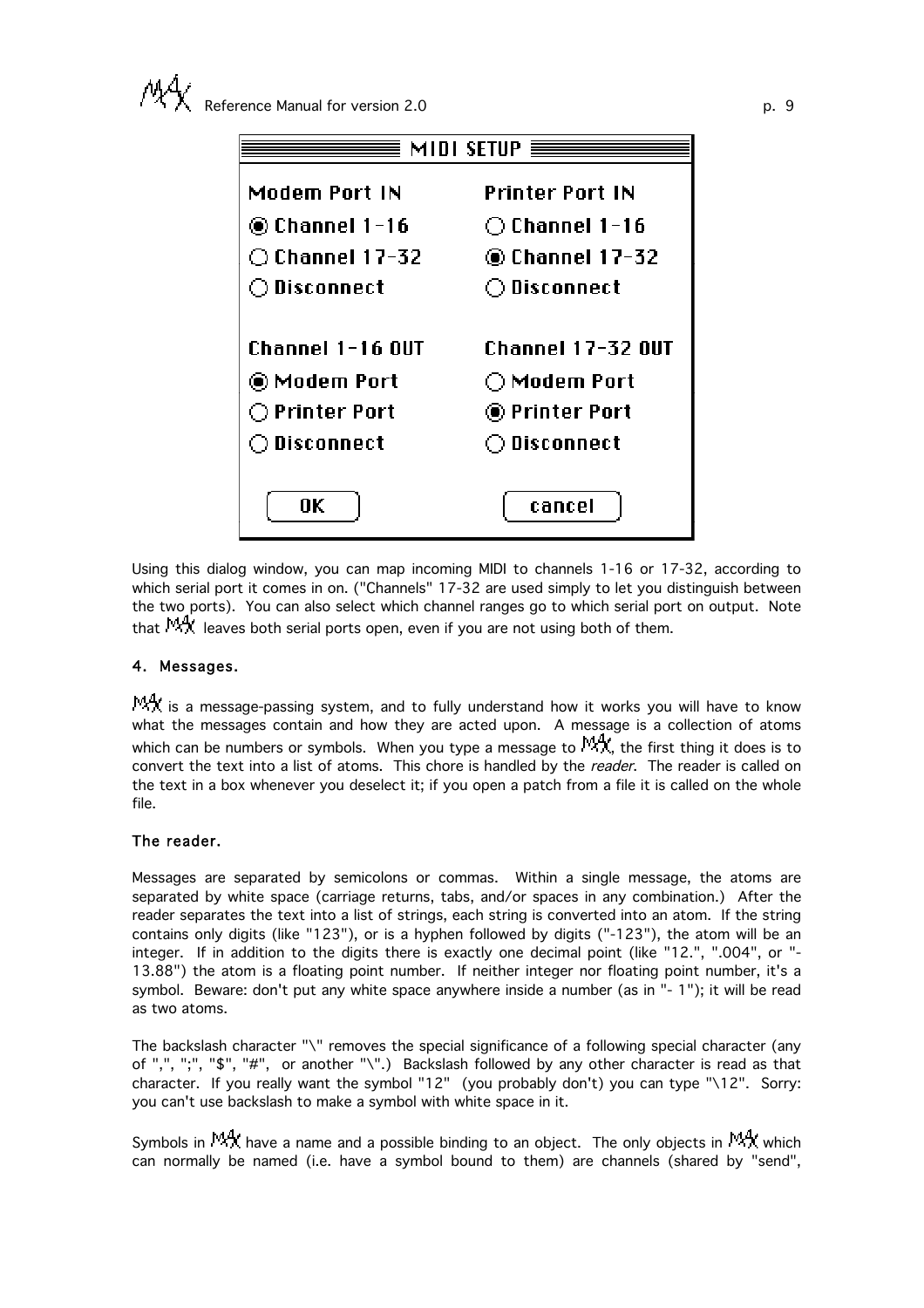**MIDI SETUP**

| Modem Port IN | Printer Port IN |
| --- | --- |
| ◉ Channel 1-16 | ○ Channel 1-16 |
| ○ Channel 17-32 | ◉ Channel 17-32 |
| ○ Disconnect | ○ Disconnect |

| Channel 1-16 OUT | Channel 17-32 OUT |
| --- | --- |
| ◉ Modem Port | ○ Modem Port |
| ○ Printer Port | ◉ Printer Port |
| ○ Disconnect | ○ Disconnect |

[ OK ] [ cancel ]

Using this dialog window, you can map incoming MIDI to channels 1-16 or 17-32, according to which serial port it comes in on. ("Channels" 17-32 are used simply to let you distinguish between the two ports). You can also select which channel ranges go to which serial port on output. Note that MAX leaves both serial ports open, even if you are not using both of them.

## 4. Messages.

MAX is a message-passing system, and to fully understand how it works you will have to know what the messages contain and how they are acted upon. A message is a collection of atoms which can be numbers or symbols. When you type a message to MAX, the first thing it does is to convert the text into a list of atoms. This chore is handled by the *reader*. The reader is called on the text in a box whenever you deselect it; if you open a patch from a file it is called on the whole file.

### The reader.

Messages are separated by semicolons or commas. Within a single message, the atoms are separated by white space (carriage returns, tabs, and/or spaces in any combination.) After the reader separates the text into a list of strings, each string is converted into an atom. If the string contains only digits (like "123"), or is a hyphen followed by digits ("-123"), the atom will be an integer. If in addition to the digits there is exactly one decimal point (like "12.", ".004", or "-13.88") the atom is a floating point number. If neither integer nor floating point number, it's a symbol. Beware: don't put any white space anywhere inside a number (as in "- 1"); it will be read as two atoms.

The backslash character "\" removes the special significance of a following special character (any of ",", ";", "$", "#", or another "\".) Backslash followed by any other character is read as that character. If you really want the symbol "12" (you probably don't) you can type "\12". Sorry: you can't use backslash to make a symbol with white space in it.

Symbols in MAX have a name and a possible binding to an object. The only objects in MAX which can normally be named (i.e. have a symbol bound to them) are channels (shared by "send",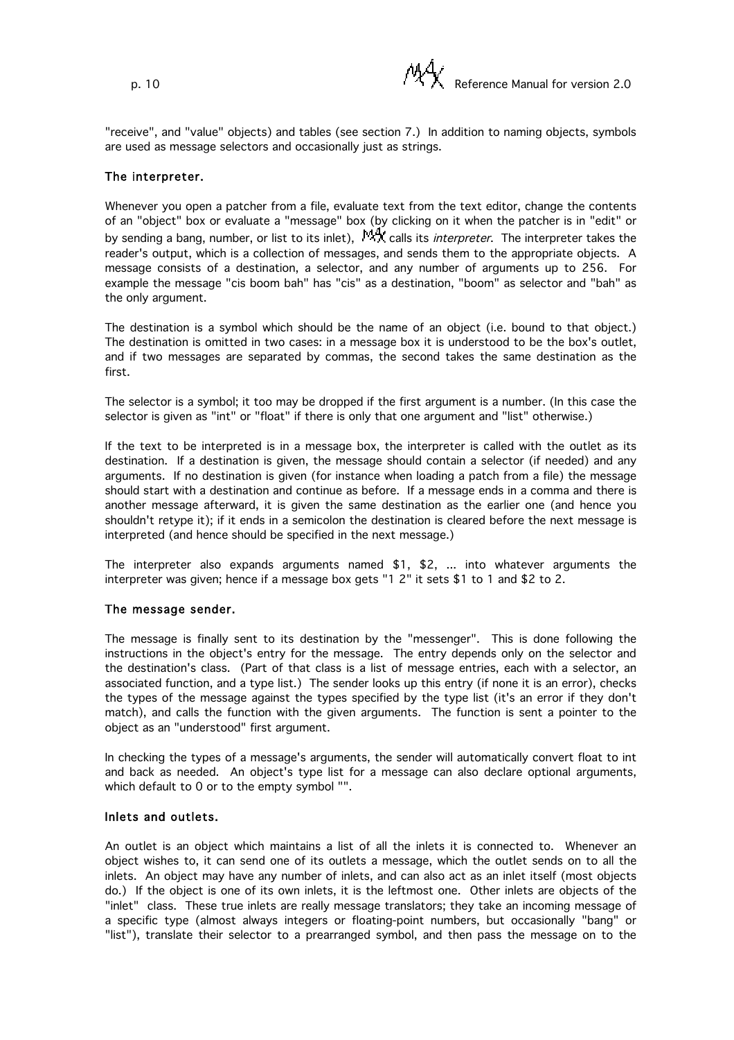"receive", and "value" objects) and tables (see section 7.) In addition to naming objects, symbols are used as message selectors and occasionally just as strings.

### The interpreter.

Whenever you open a patcher from a file, evaluate text from the text editor, change the contents of an "object" box or evaluate a "message" box (by clicking on it when the patcher is in "edit" or by sending a bang, number, or list to its inlet), MAX calls its *interpreter*. The interpreter takes the reader's output, which is a collection of messages, and sends them to the appropriate objects. A message consists of a destination, a selector, and any number of arguments up to 256. For example the message "cis boom bah" has "cis" as a destination, "boom" as selector and "bah" as the only argument.

The destination is a symbol which should be the name of an object (i.e. bound to that object.) The destination is omitted in two cases: in a message box it is understood to be the box's outlet, and if two messages are separated by commas, the second takes the same destination as the first.

The selector is a symbol; it too may be dropped if the first argument is a number. (In this case the selector is given as "int" or "float" if there is only that one argument and "list" otherwise.)

If the text to be interpreted is in a message box, the interpreter is called with the outlet as its destination. If a destination is given, the message should contain a selector (if needed) and any arguments. If no destination is given (for instance when loading a patch from a file) the message should start with a destination and continue as before. If a message ends in a comma and there is another message afterward, it is given the same destination as the earlier one (and hence you shouldn't retype it); if it ends in a semicolon the destination is cleared before the next message is interpreted (and hence should be specified in the next message.)

The interpreter also expands arguments named $1, $2, ... into whatever arguments the interpreter was given; hence if a message box gets "1 2" it sets $1 to 1 and $2 to 2.

### The message sender.

The message is finally sent to its destination by the "messenger". This is done following the instructions in the object's entry for the message. The entry depends only on the selector and the destination's class. (Part of that class is a list of message entries, each with a selector, an associated function, and a type list.) The sender looks up this entry (if none it is an error), checks the types of the message against the types specified by the type list (it's an error if they don't match), and calls the function with the given arguments. The function is sent a pointer to the object as an "understood" first argument.

In checking the types of a message's arguments, the sender will automatically convert float to int and back as needed. An object's type list for a message can also declare optional arguments, which default to 0 or to the empty symbol "".

### Inlets and outlets.

An outlet is an object which maintains a list of all the inlets it is connected to. Whenever an object wishes to, it can send one of its outlets a message, which the outlet sends on to all the inlets. An object may have any number of inlets, and can also act as an inlet itself (most objects do.) If the object is one of its own inlets, it is the leftmost one. Other inlets are objects of the "inlet" class. These true inlets are really message translators; they take an incoming message of a specific type (almost always integers or floating-point numbers, but occasionally "bang" or "list"), translate their selector to a prearranged symbol, and then pass the message on to the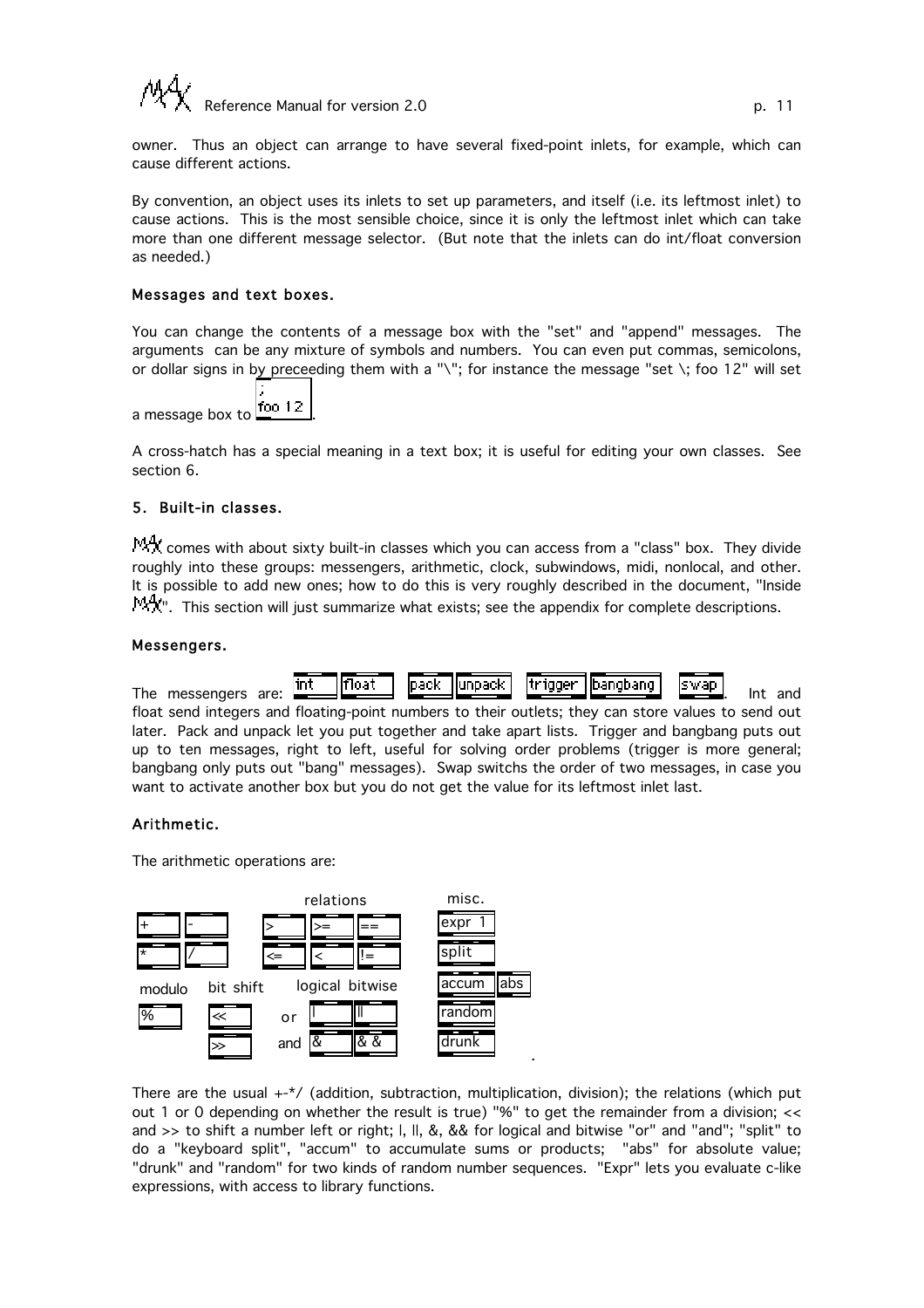owner. Thus an object can arrange to have several fixed-point inlets, for example, which can cause different actions.

By convention, an object uses its inlets to set up parameters, and itself (i.e. its leftmost inlet) to cause actions. This is the most sensible choice, since it is only the leftmost inlet which can take more than one different message selector. (But note that the inlets can do int/float conversion as needed.)

### Messages and text boxes.

You can change the contents of a message box with the "set" and "append" messages. The arguments can be any mixture of symbols and numbers. You can even put commas, semicolons, or dollar signs in by preceeding them with a "\"; for instance the message "set \; foo 12" will set a message box to [; foo 12].

A cross-hatch has a special meaning in a text box; it is useful for editing your own classes. See section 6.

## 5. Built-in classes.

MAX comes with about sixty built-in classes which you can access from a "class" box. They divide roughly into these groups: messengers, arithmetic, clock, subwindows, midi, nonlocal, and other. It is possible to add new ones; how to do this is very roughly described in the document, "Inside MAX". This section will just summarize what exists; see the appendix for complete descriptions.

### Messengers.

The messengers are: [int] [float] [pack] [unpack] [trigger] [bangbang] [swap]. Int and float send integers and floating-point numbers to their outlets; they can store values to send out later. Pack and unpack let you put together and take apart lists. Trigger and bangbang puts out up to ten messages, right to left, useful for solving order problems (trigger is more general; bangbang only puts out "bang" messages). Swap switchs the order of two messages, in case you want to activate another box but you do not get the value for its leftmost inlet last.

### Arithmetic.

The arithmetic operations are:

| | | relations | | | misc. | |
|---|---|---|---|---|---|---|
| [+] | [-] | [>] | [>=] | [==] | [expr 1] | |
| [*] | [/] | [<=] | [<] | [!=] | [split] | |
| modulo | bit shift | logical | bitwise | | [accum] | [abs] |
| [%] | [<<] | or | [\|] | [\|\|] | [random] | |
| | [>>] | and | [&] | [& &] | [drunk] | |

There are the usual +-*/ (addition, subtraction, multiplication, division); the relations (which put out 1 or 0 depending on whether the result is true) "%" to get the remainder from a division; << and >> to shift a number left or right; |, ||, &, && for logical and bitwise "or" and "and"; "split" to do a "keyboard split", "accum" to accumulate sums or products; "abs" for absolute value; "drunk" and "random" for two kinds of random number sequences. "Expr" lets you evaluate c-like expressions, with access to library functions.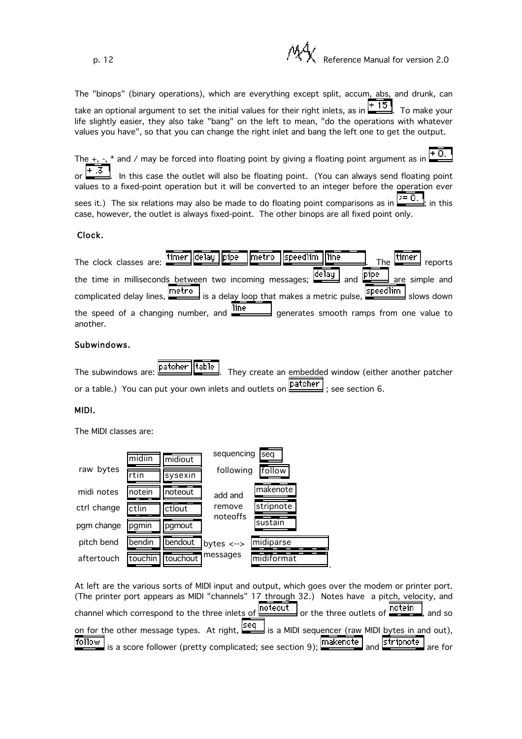The "binops" (binary operations), which are everything except split, accum, abs, and drunk, can take an optional argument to set the initial values for their right inlets, as in + 15. To make your life slightly easier, they also take "bang" on the left to mean, "do the operations with whatever values you have", so that you can change the right inlet and bang the left one to get the output.

The +, -, * and / may be forced into floating point by giving a floating point argument as in + 0. or + .3. In this case the outlet will also be floating point. (You can always send floating point values to a fixed-point operation but it will be converted to an integer before the operation ever sees it.) The six relations may also be made to do floating point comparisons as in >= 0.; in this case, however, the outlet is always fixed-point. The other binops are all fixed point only.

### Clock.

The clock classes are: timer delay pipe metro speedlim line. The timer reports the time in milliseconds between two incoming messages; delay and pipe are simple and complicated delay lines, metro is a delay loop that makes a metric pulse, speedlim slows down the speed of a changing number, and line generates smooth ramps from one value to another.

### Subwindows.

The subwindows are: patcher table. They create an embedded window (either another patcher or a table.) You can put your own inlets and outlets on patcher ; see section 6.

### MIDI.

The MIDI classes are:

| | | | | |
|---|---|---|---|---|
| raw bytes | midiin rtin | midiout sysexin | sequencing | seq |
| | | | following | follow |
| midi notes | notein | noteout | add and remove noteoffs | makenote |
| ctrl change | ctlin | ctlout | | stripnote |
| pgm change | pgmin | pgmout | | sustain |
| pitch bend | bendin | bendout | bytes <--> messages | midiparse |
| aftertouch | touchin | touchout | | midiformat |

At left are the various sorts of MIDI input and output, which goes over the modem or printer port. (The printer port appears as MIDI "channels" 17 through 32.) Notes have a pitch, velocity, and channel which correspond to the three inlets of noteout or the three outlets of notein, and so on for the other message types. At right, seq is a MIDI sequencer (raw MIDI bytes in and out), follow is a score follower (pretty complicated; see section 9); makenote and stripnote are for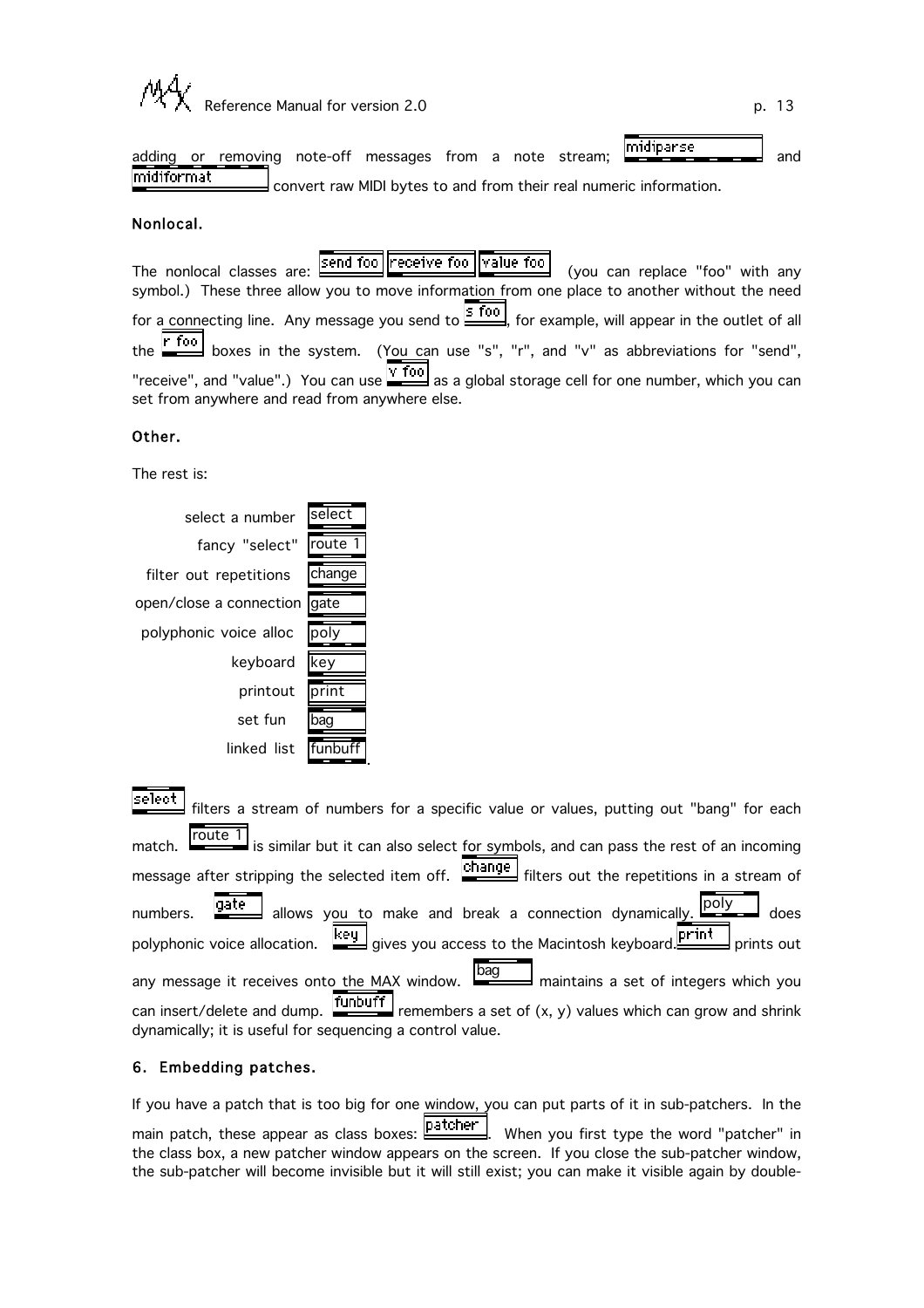adding or removing note-off messages from a note stream; `midiparse` and `midiformat` convert raw MIDI bytes to and from their real numeric information.

### Nonlocal.

The nonlocal classes are: `send foo` `receive foo` `value foo` (you can replace "foo" with any symbol.) These three allow you to move information from one place to another without the need for a connecting line. Any message you send to `s foo`, for example, will appear in the outlet of all the `r foo` boxes in the system. (You can use "s", "r", and "v" as abbreviations for "send", "receive", and "value".) You can use `v foo` as a global storage cell for one number, which you can set from anywhere and read from anywhere else.

### Other.

The rest is:

| | |
|---|---|
| select a number | `select` |
| fancy "select" | `route 1` |
| filter out repetitions | `change` |
| open/close a connection | `gate` |
| polyphonic voice alloc | `poly` |
| keyboard | `key` |
| printout | `print` |
| set fun | `bag` |
| linked list | `funbuff` |

`select` filters a stream of numbers for a specific value or values, putting out "bang" for each match. `route 1` is similar but it can also select for symbols, and can pass the rest of an incoming message after stripping the selected item off. `change` filters out the repetitions in a stream of numbers. `gate` allows you to make and break a connection dynamically. `poly` does polyphonic voice allocation. `key` gives you access to the Macintosh keyboard. `print` prints out any message it receives onto the MAX window. `bag` maintains a set of integers which you can insert/delete and dump. `funbuff` remembers a set of (x, y) values which can grow and shrink dynamically; it is useful for sequencing a control value.

## 6. Embedding patches.

If you have a patch that is too big for one window, you can put parts of it in sub-patchers. In the main patch, these appear as class boxes: `patcher`. When you first type the word "patcher" in the class box, a new patcher window appears on the screen. If you close the sub-patcher window, the sub-patcher will become invisible but it will still exist; you can make it visible again by double-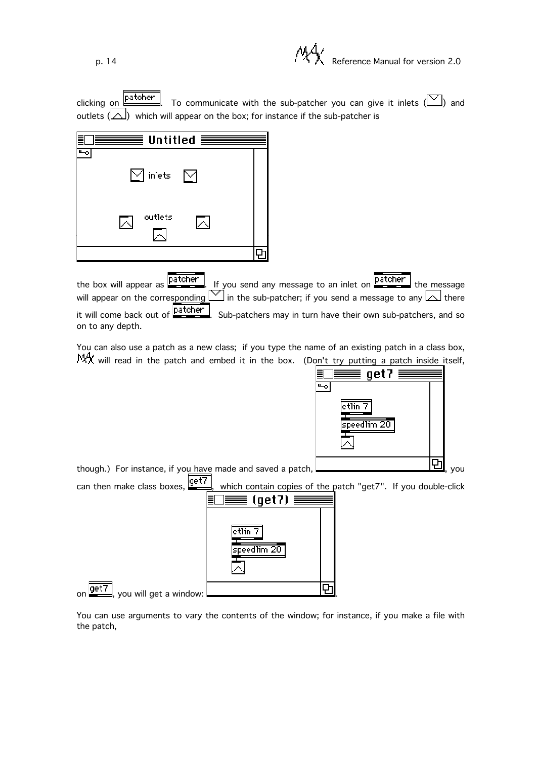clicking on patcher. To communicate with the sub-patcher you can give it inlets ( ) and outlets ( ) which will appear on the box; for instance if the sub-patcher is

the box will appear as patcher. If you send any message to an inlet on patcher the message will appear on the corresponding in the sub-patcher; if you send a message to any there it will come back out of patcher. Sub-patchers may in turn have their own sub-patchers, and so on to any depth.

You can also use a patch as a new class; if you type the name of an existing patch in a class box, MAX will read in the patch and embed it in the box. (Don't try putting a patch inside itself, though.) For instance, if you have made and saved a patch, , you can then make class boxes, get7, which contain copies of the patch "get7". If you double-click on get7, you will get a window: .

You can use arguments to vary the contents of the window; for instance, if you make a file with the patch,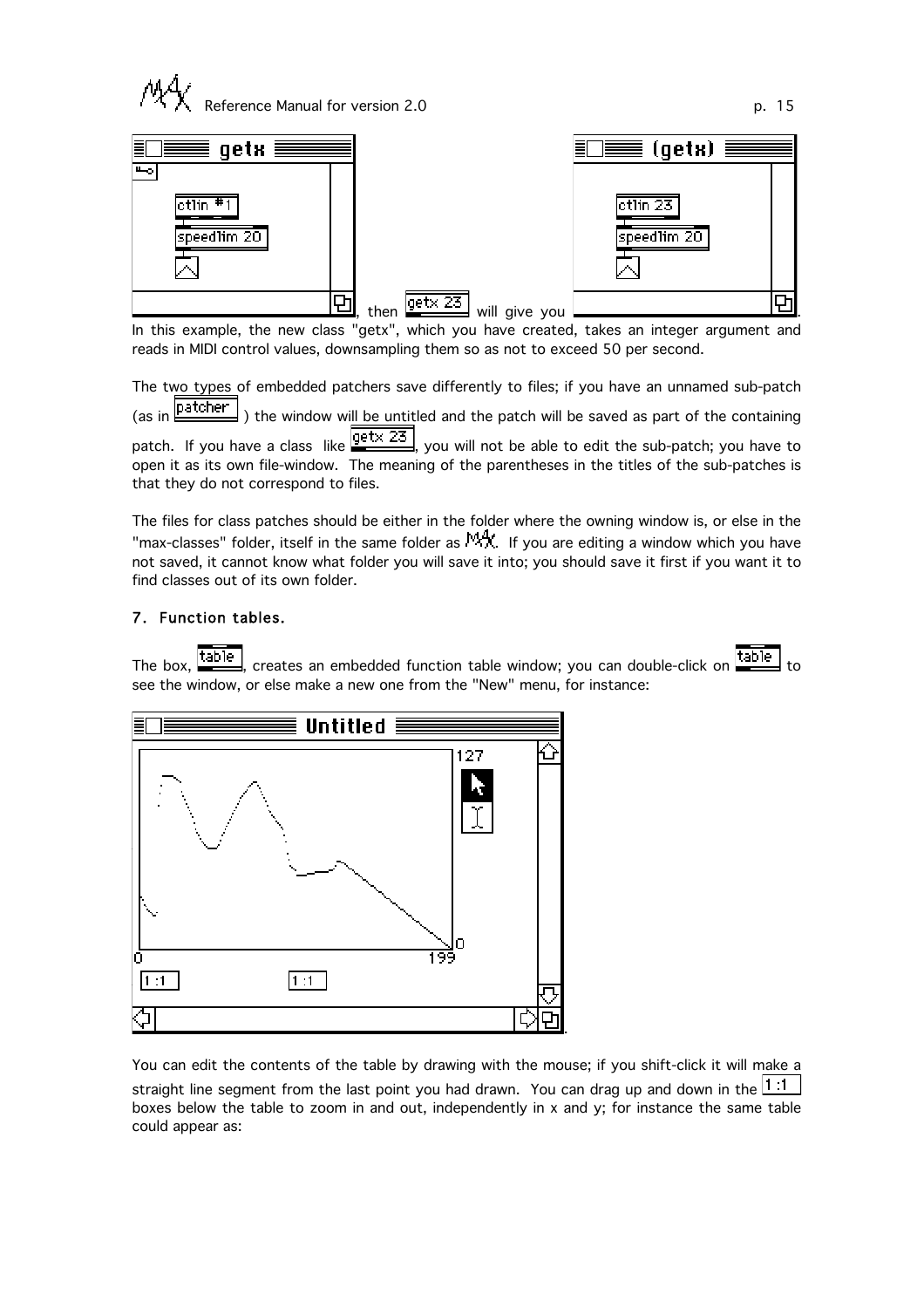, then getx 23 will give you .

In this example, the new class "getx", which you have created, takes an integer argument and reads in MIDI control values, downsampling them so as not to exceed 50 per second.

The two types of embedded patchers save differently to files; if you have an unnamed sub-patch (as in patcher ) the window will be untitled and the patch will be saved as part of the containing patch. If you have a class like getx 23, you will not be able to edit the sub-patch; you have to open it as its own file-window. The meaning of the parentheses in the titles of the sub-patches is that they do not correspond to files.

The files for class patches should be either in the folder where the owning window is, or else in the "max-classes" folder, itself in the same folder as MAX. If you are editing a window which you have not saved, it cannot know what folder you will save it into; you should save it first if you want it to find classes out of its own folder.

## 7. Function tables.

The box, table, creates an embedded function table window; you can double-click on table to see the window, or else make a new one from the "New" menu, for instance:

.

You can edit the contents of the table by drawing with the mouse; if you shift-click it will make a straight line segment from the last point you had drawn. You can drag up and down in the 1:1 boxes below the table to zoom in and out, independently in x and y; for instance the same table could appear as: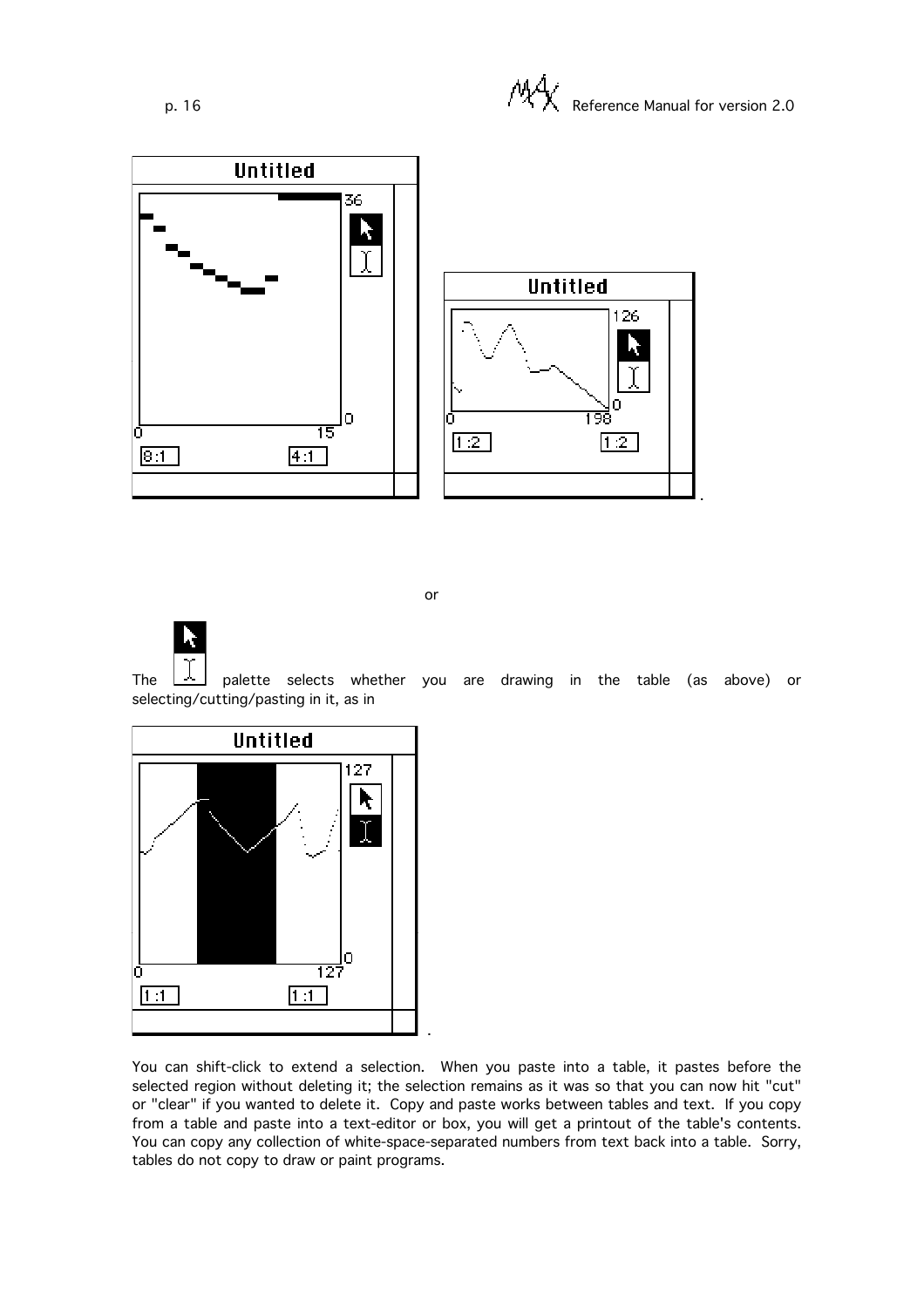or

The palette selects whether you are drawing in the table (as above) or selecting/cutting/pasting in it, as in

.

You can shift-click to extend a selection. When you paste into a table, it pastes before the selected region without deleting it; the selection remains as it was so that you can now hit "cut" or "clear" if you wanted to delete it. Copy and paste works between tables and text. If you copy from a table and paste into a text-editor or box, you will get a printout of the table's contents. You can copy any collection of white-space-separated numbers from text back into a table. Sorry, tables do not copy to draw or paint programs.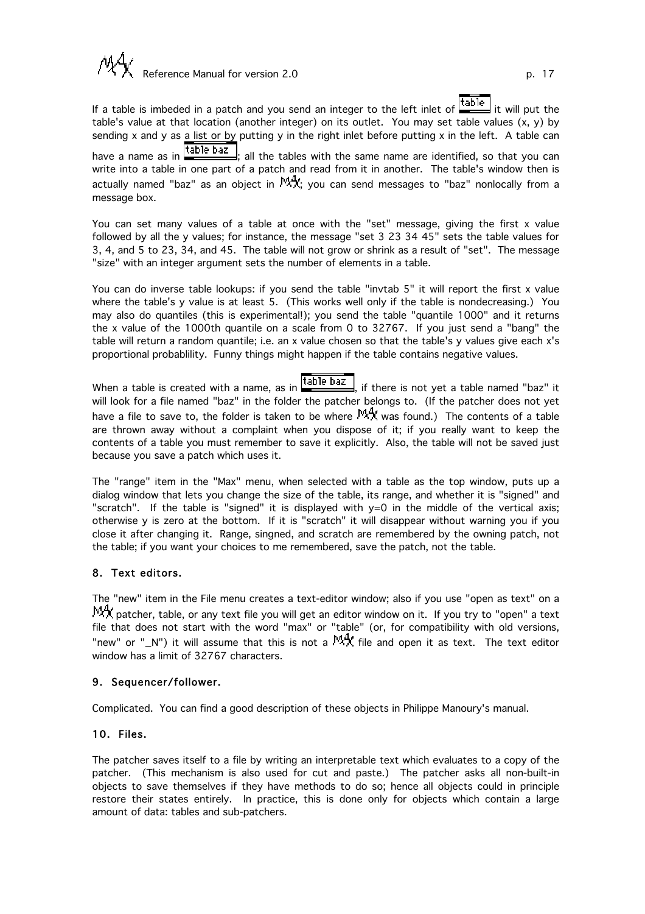If a table is imbeded in a patch and you send an integer to the left inlet of `table` it will put the table's value at that location (another integer) on its outlet. You may set table values (x, y) by sending x and y as a list or by putting y in the right inlet before putting x in the left. A table can have a name as in `table baz`; all the tables with the same name are identified, so that you can write into a table in one part of a patch and read from it in another. The table's window then is actually named "baz" as an object in MAX; you can send messages to "baz" nonlocally from a message box.

You can set many values of a table at once with the "set" message, giving the first x value followed by all the y values; for instance, the message "set 3 23 34 45" sets the table values for 3, 4, and 5 to 23, 34, and 45. The table will not grow or shrink as a result of "set". The message "size" with an integer argument sets the number of elements in a table.

You can do inverse table lookups: if you send the table "invtab 5" it will report the first x value where the table's y value is at least 5. (This works well only if the table is nondecreasing.) You may also do quantiles (this is experimental!); you send the table "quantile 1000" and it returns the x value of the 1000th quantile on a scale from 0 to 32767. If you just send a "bang" the table will return a random quantile; i.e. an x value chosen so that the table's y values give each x's proportional probablility. Funny things might happen if the table contains negative values.

When a table is created with a name, as in `table baz`, if there is not yet a table named "baz" it will look for a file named "baz" in the folder the patcher belongs to. (If the patcher does not yet have a file to save to, the folder is taken to be where MAX was found.) The contents of a table are thrown away without a complaint when you dispose of it; if you really want to keep the contents of a table you must remember to save it explicitly. Also, the table will not be saved just because you save a patch which uses it.

The "range" item in the "Max" menu, when selected with a table as the top window, puts up a dialog window that lets you change the size of the table, its range, and whether it is "signed" and "scratch". If the table is "signed" it is displayed with y=0 in the middle of the vertical axis; otherwise y is zero at the bottom. If it is "scratch" it will disappear without warning you if you close it after changing it. Range, singned, and scratch are remembered by the owning patch, not the table; if you want your choices to me remembered, save the patch, not the table.

## 8. Text editors.

The "new" item in the File menu creates a text-editor window; also if you use "open as text" on a MAX patcher, table, or any text file you will get an editor window on it. If you try to "open" a text file that does not start with the word "max" or "table" (or, for compatibility with old versions, "new" or "_N") it will assume that this is not a MAX file and open it as text. The text editor window has a limit of 32767 characters.

## 9. Sequencer/follower.

Complicated. You can find a good description of these objects in Philippe Manoury's manual.

## 10. Files.

The patcher saves itself to a file by writing an interpretable text which evaluates to a copy of the patcher. (This mechanism is also used for cut and paste.) The patcher asks all non-built-in objects to save themselves if they have methods to do so; hence all objects could in principle restore their states entirely. In practice, this is done only for objects which contain a large amount of data: tables and sub-patchers.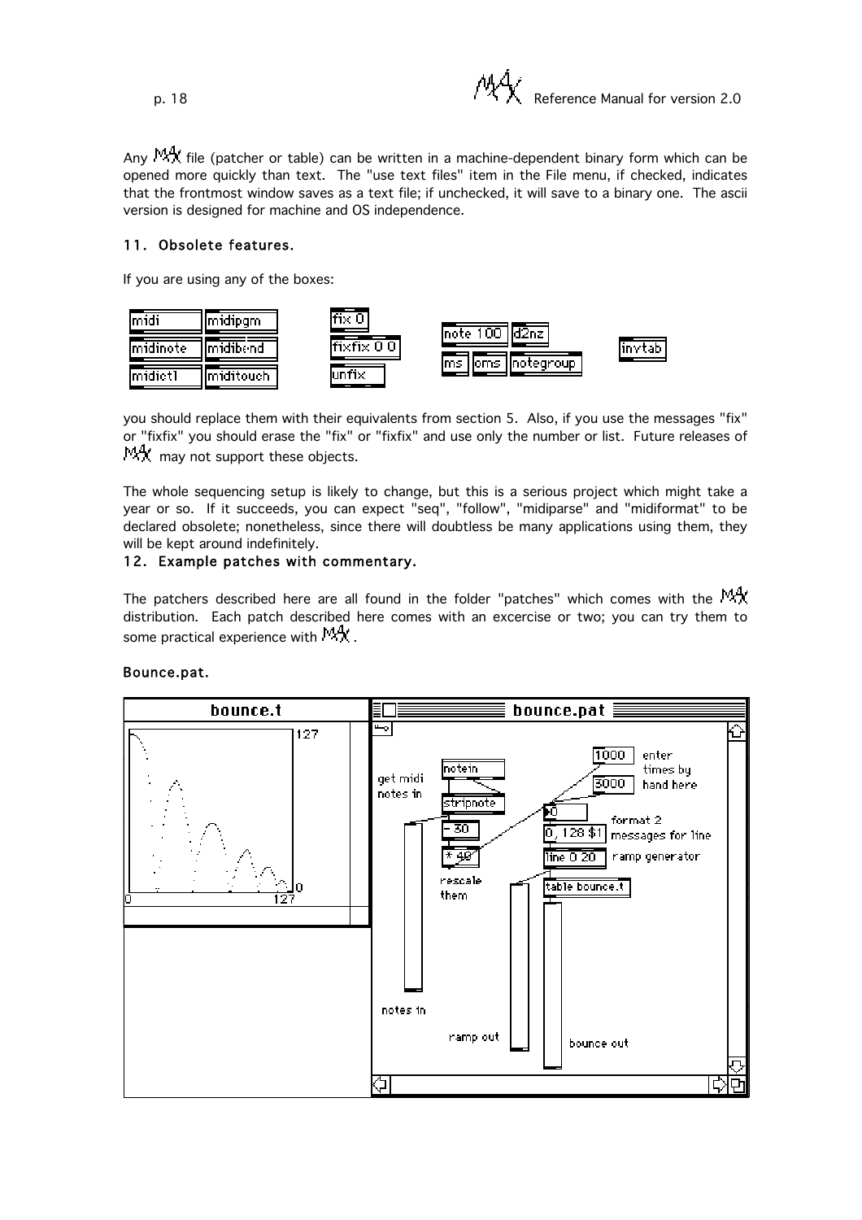Any MAX file (patcher or table) can be written in a machine-dependent binary form which can be opened more quickly than text. The "use text files" item in the File menu, if checked, indicates that the frontmost window saves as a text file; if unchecked, it will save to a binary one. The ascii version is designed for machine and OS independence.

### 11. Obsolete features.

If you are using any of the boxes:

midi, midipgm, midinote, midibend, midictl, miditouch, fix 0, fixfix 0 0, unfix, note 100, d2nz, ms, oms, notegroup, invtab

you should replace them with their equivalents from section 5. Also, if you use the messages "fix" or "fixfix" you should erase the "fix" or "fixfix" and use only the number or list. Future releases of MAX may not support these objects.

The whole sequencing setup is likely to change, but this is a serious project which might take a year or so. If it succeeds, you can expect "seq", "follow", "midiparse" and "midiformat" to be declared obsolete; nonetheless, since there will doubtless be many applications using them, they will be kept around indefinitely.

### 12. Example patches with commentary.

The patchers described here are all found in the folder "patches" which comes with the MAX distribution. Each patch described here comes with an excercise or two; you can try them to some practical experience with MAX.

#### Bounce.pat.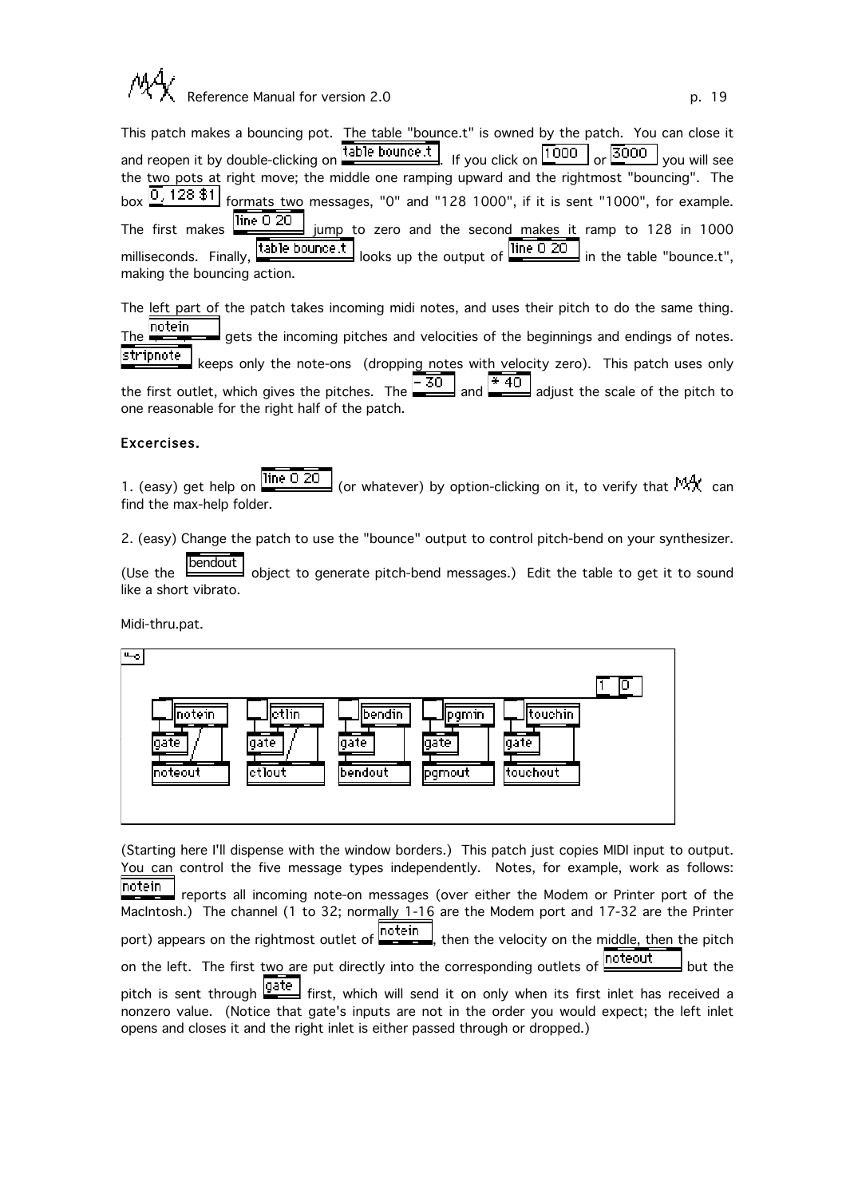This patch makes a bouncing pot. The table "bounce.t" is owned by the patch. You can close it and reopen it by double-clicking on `table bounce.t`. If you click on `1000` or `3000` you will see the two pots at right move; the middle one ramping upward and the rightmost "bouncing". The box `0, 128 $1` formats two messages, "0" and "128 1000", if it is sent "1000", for example. The first makes `line 0 20` jump to zero and the second makes it ramp to 128 in 1000 milliseconds. Finally, `table bounce.t` looks up the output of `line 0 20` in the table "bounce.t", making the bouncing action.

The left part of the patch takes incoming midi notes, and uses their pitch to do the same thing. The `notein` gets the incoming pitches and velocities of the beginnings and endings of notes. `stripnote` keeps only the note-ons (dropping notes with velocity zero). This patch uses only the first outlet, which gives the pitches. The `- 30` and `* 40` adjust the scale of the pitch to one reasonable for the right half of the patch.

### Excercises.

1. (easy) get help on `line 0 20` (or whatever) by option-clicking on it, to verify that MAX can find the max-help folder.

2. (easy) Change the patch to use the "bounce" output to control pitch-bend on your synthesizer. (Use the `bendout` object to generate pitch-bend messages.) Edit the table to get it to sound like a short vibrato.

Midi-thru.pat.

(Starting here I'll dispense with the window borders.) This patch just copies MIDI input to output. You can control the five message types independently. Notes, for example, work as follows: `notein` reports all incoming note-on messages (over either the Modem or Printer port of the MacIntosh.) The channel (1 to 32; normally 1-16 are the Modem port and 17-32 are the Printer port) appears on the rightmost outlet of `notein`, then the velocity on the middle, then the pitch on the left. The first two are put directly into the corresponding outlets of `noteout` but the pitch is sent through `gate` first, which will send it on only when its first inlet has received a nonzero value. (Notice that gate's inputs are not in the order you would expect; the left inlet opens and closes it and the right inlet is either passed through or dropped.)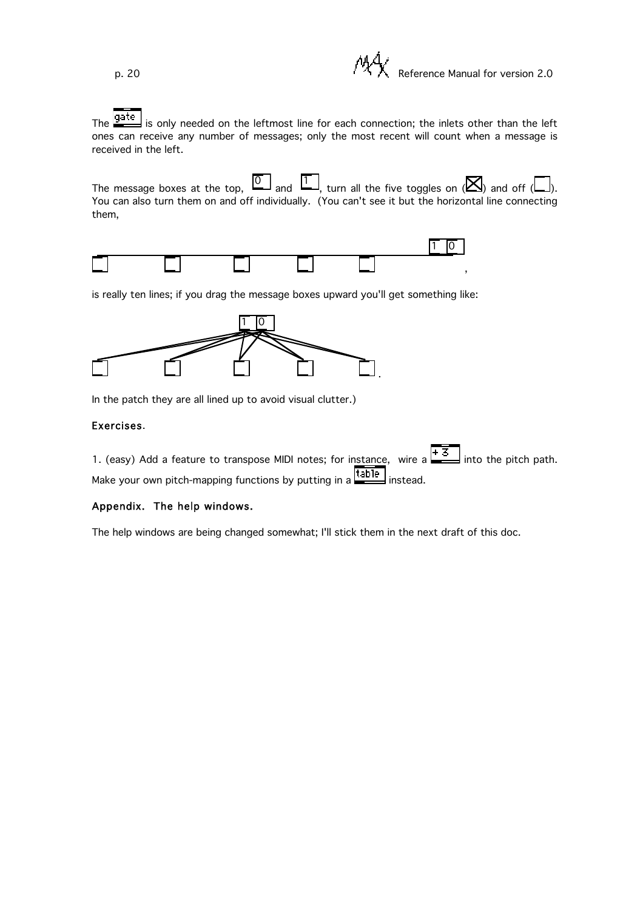The gate is only needed on the leftmost line for each connection; the inlets other than the left ones can receive any number of messages; only the most recent will count when a message is received in the left.

The message boxes at the top, 0 and 1, turn all the five toggles on (☒) and off (☐). You can also turn them on and off individually. (You can't see it but the horizontal line connecting them,

1 0

,

is really ten lines; if you drag the message boxes upward you'll get something like:

1 0

.

In the patch they are all lined up to avoid visual clutter.)

### Exercises.

1. (easy) Add a feature to transpose MIDI notes; for instance, wire a + 3 into the pitch path. Make your own pitch-mapping functions by putting in a table instead.

### Appendix. The help windows.

The help windows are being changed somewhat; I'll stick them in the next draft of this doc.